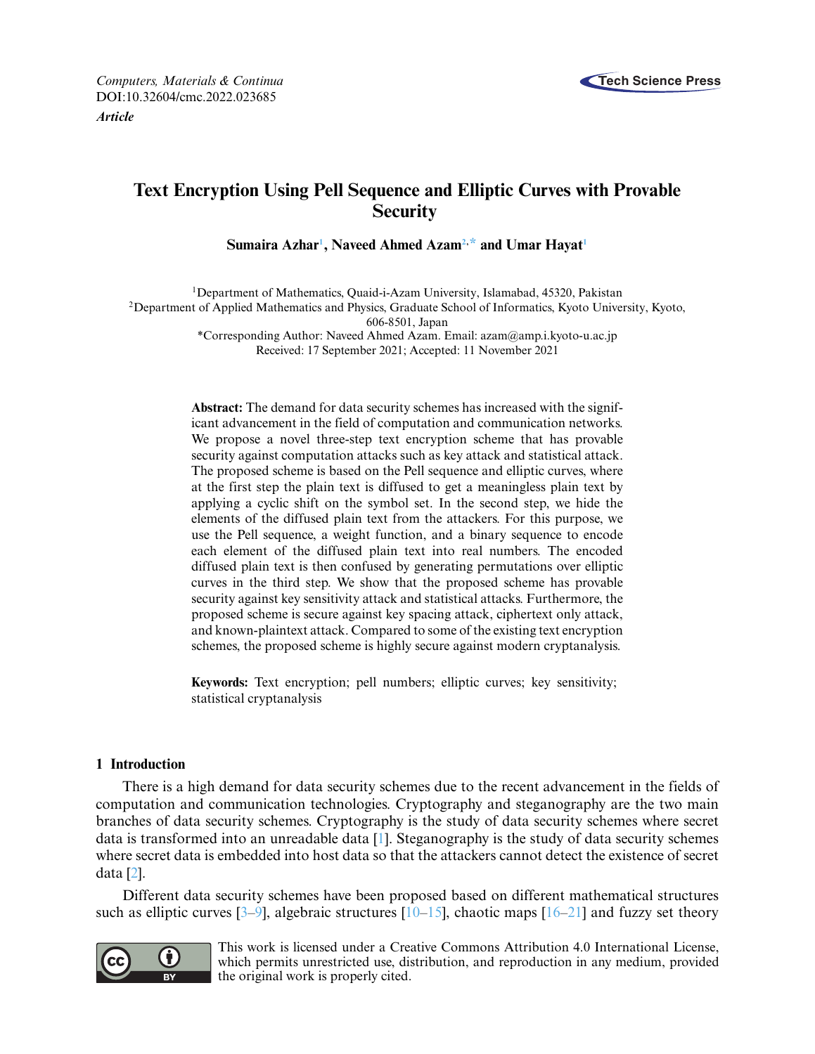*Computers, Materials & Continua*
DOI:10.32604/cmc.2022.023685
***Article***

# Text Encryption Using Pell Sequence and Elliptic Curves with Provable Security

**Sumaira Azhar[1], Naveed Ahmed Azam[2,*] and Umar Hayat[1]**

[1]Department of Mathematics, Quaid-i-Azam University, Islamabad, 45320, Pakistan
[2]Department of Applied Mathematics and Physics, Graduate School of Informatics, Kyoto University, Kyoto, 606-8501, Japan
*Corresponding Author: Naveed Ahmed Azam. Email: azam@amp.i.kyoto-u.ac.jp
Received: 17 September 2021; Accepted: 11 November 2021

**Abstract:** The demand for data security schemes has increased with the significant advancement in the field of computation and communication networks. We propose a novel three-step text encryption scheme that has provable security against computation attacks such as key attack and statistical attack. The proposed scheme is based on the Pell sequence and elliptic curves, where at the first step the plain text is diffused to get a meaningless plain text by applying a cyclic shift on the symbol set. In the second step, we hide the elements of the diffused plain text from the attackers. For this purpose, we use the Pell sequence, a weight function, and a binary sequence to encode each element of the diffused plain text into real numbers. The encoded diffused plain text is then confused by generating permutations over elliptic curves in the third step. We show that the proposed scheme has provable security against key sensitivity attack and statistical attacks. Furthermore, the proposed scheme is secure against key spacing attack, ciphertext only attack, and known-plaintext attack. Compared to some of the existing text encryption schemes, the proposed scheme is highly secure against modern cryptanalysis.

**Keywords:** Text encryption; pell numbers; elliptic curves; key sensitivity; statistical cryptanalysis

## 1 Introduction

There is a high demand for data security schemes due to the recent advancement in the fields of computation and communication technologies. Cryptography and steganography are the two main branches of data security schemes. Cryptography is the study of data security schemes where secret data is transformed into an unreadable data [1]. Steganography is the study of data security schemes where secret data is embedded into host data so that the attackers cannot detect the existence of secret data [2].

Different data security schemes have been proposed based on different mathematical structures such as elliptic curves [3–9], algebraic structures [10–15], chaotic maps [16–21] and fuzzy set theory

This work is licensed under a Creative Commons Attribution 4.0 International License, which permits unrestricted use, distribution, and reproduction in any medium, provided the original work is properly cited.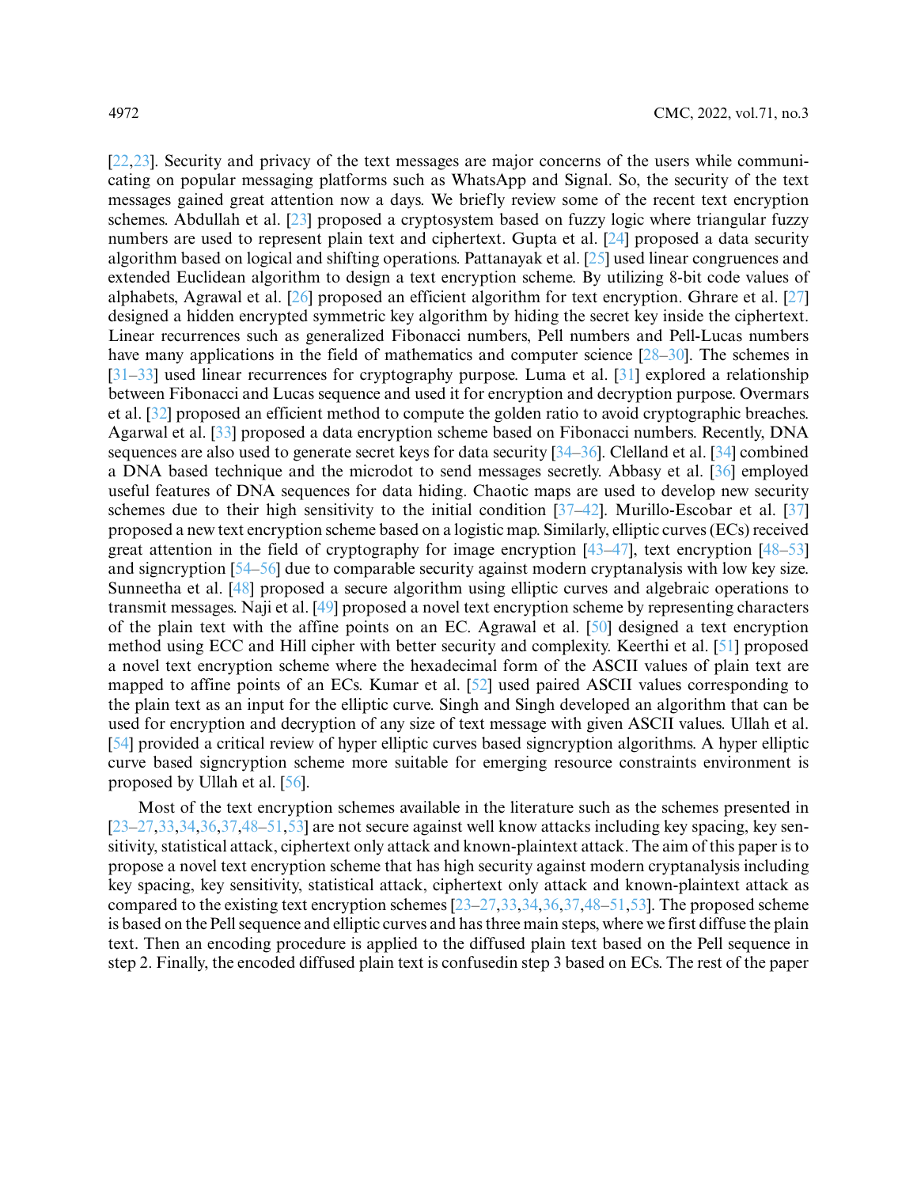[22,23]. Security and privacy of the text messages are major concerns of the users while communicating on popular messaging platforms such as WhatsApp and Signal. So, the security of the text messages gained great attention now a days. We briefly review some of the recent text encryption schemes. Abdullah et al. [23] proposed a cryptosystem based on fuzzy logic where triangular fuzzy numbers are used to represent plain text and ciphertext. Gupta et al. [24] proposed a data security algorithm based on logical and shifting operations. Pattanayak et al. [25] used linear congruences and extended Euclidean algorithm to design a text encryption scheme. By utilizing 8-bit code values of alphabets, Agrawal et al. [26] proposed an efficient algorithm for text encryption. Ghrare et al. [27] designed a hidden encrypted symmetric key algorithm by hiding the secret key inside the ciphertext. Linear recurrences such as generalized Fibonacci numbers, Pell numbers and Pell-Lucas numbers have many applications in the field of mathematics and computer science [28–30]. The schemes in [31–33] used linear recurrences for cryptography purpose. Luma et al. [31] explored a relationship between Fibonacci and Lucas sequence and used it for encryption and decryption purpose. Overmars et al. [32] proposed an efficient method to compute the golden ratio to avoid cryptographic breaches. Agarwal et al. [33] proposed a data encryption scheme based on Fibonacci numbers. Recently, DNA sequences are also used to generate secret keys for data security [34–36]. Clelland et al. [34] combined a DNA based technique and the microdot to send messages secretly. Abbasy et al. [36] employed useful features of DNA sequences for data hiding. Chaotic maps are used to develop new security schemes due to their high sensitivity to the initial condition [37–42]. Murillo-Escobar et al. [37] proposed a new text encryption scheme based on a logistic map. Similarly, elliptic curves (ECs) received great attention in the field of cryptography for image encryption [43–47], text encryption [48–53] and signcryption [54–56] due to comparable security against modern cryptanalysis with low key size. Sunneetha et al. [48] proposed a secure algorithm using elliptic curves and algebraic operations to transmit messages. Naji et al. [49] proposed a novel text encryption scheme by representing characters of the plain text with the affine points on an EC. Agrawal et al. [50] designed a text encryption method using ECC and Hill cipher with better security and complexity. Keerthi et al. [51] proposed a novel text encryption scheme where the hexadecimal form of the ASCII values of plain text are mapped to affine points of an ECs. Kumar et al. [52] used paired ASCII values corresponding to the plain text as an input for the elliptic curve. Singh and Singh developed an algorithm that can be used for encryption and decryption of any size of text message with given ASCII values. Ullah et al. [54] provided a critical review of hyper elliptic curves based signcryption algorithms. A hyper elliptic curve based signcryption scheme more suitable for emerging resource constraints environment is proposed by Ullah et al. [56].

Most of the text encryption schemes available in the literature such as the schemes presented in [23–27,33,34,36,37,48–51,53] are not secure against well know attacks including key spacing, key sensitivity, statistical attack, ciphertext only attack and known-plaintext attack. The aim of this paper is to propose a novel text encryption scheme that has high security against modern cryptanalysis including key spacing, key sensitivity, statistical attack, ciphertext only attack and known-plaintext attack as compared to the existing text encryption schemes [23–27,33,34,36,37,48–51,53]. The proposed scheme is based on the Pell sequence and elliptic curves and has three main steps, where we first diffuse the plain text. Then an encoding procedure is applied to the diffused plain text based on the Pell sequence in step 2. Finally, the encoded diffused plain text is confusedin step 3 based on ECs. The rest of the paper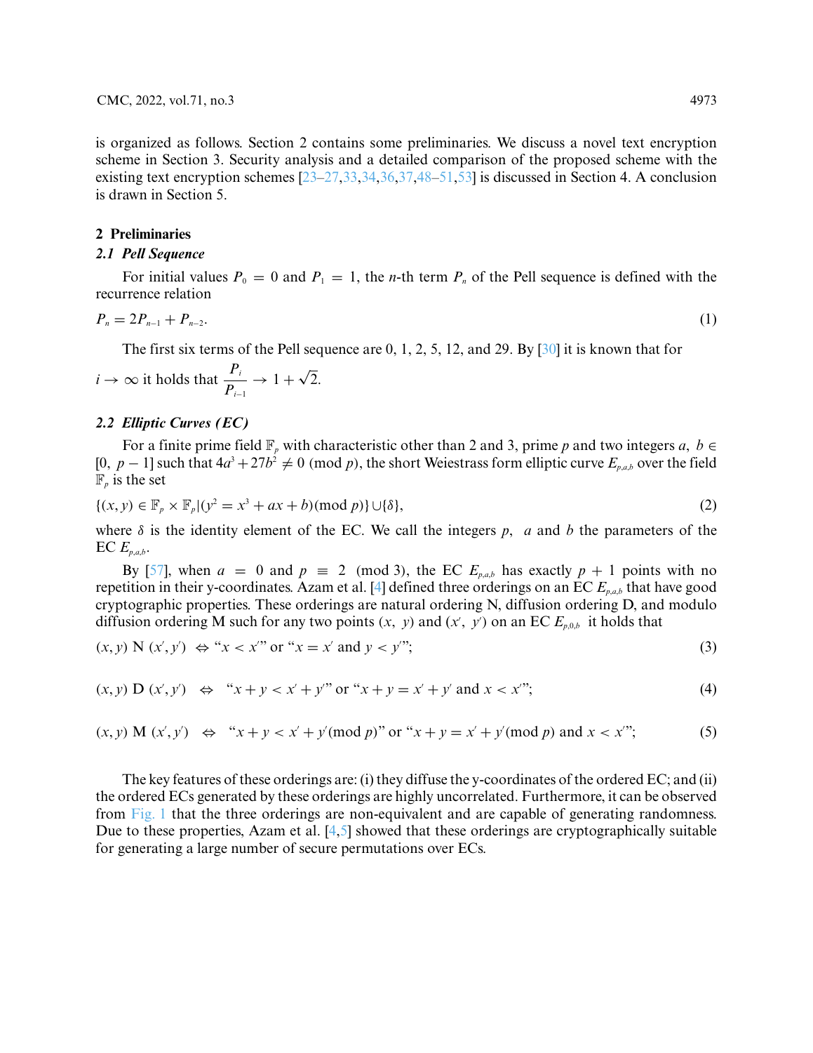is organized as follows. Section 2 contains some preliminaries. We discuss a novel text encryption scheme in Section 3. Security analysis and a detailed comparison of the proposed scheme with the existing text encryption schemes [23–27,33,34,36,37,48–51,53] is discussed in Section 4. A conclusion is drawn in Section 5.

## 2 Preliminaries

### 2.1 Pell Sequence

For initial values $P_0 = 0$ and $P_1 = 1$, the $n$-th term $P_n$ of the Pell sequence is defined with the recurrence relation

$$P_n = 2P_{n-1} + P_{n-2}. \tag{1}$$

The first six terms of the Pell sequence are 0, 1, 2, 5, 12, and 29. By [30] it is known that for $i \to \infty$ it holds that $\dfrac{P_i}{P_{i-1}} \to 1 + \sqrt{2}$.

### 2.2 Elliptic Curves (EC)

For a finite prime field $\mathbb{F}_p$ with characteristic other than 2 and 3, prime $p$ and two integers $a,\ b \in [0,\ p-1]$ such that $4a^3 + 27b^2 \neq 0 \pmod p$, the short Weiestrass form elliptic curve $E_{p,a,b}$ over the field $\mathbb{F}_p$ is the set

$$\{(x, y) \in \mathbb{F}_p \times \mathbb{F}_p | (y^2 = x^3 + ax + b) (\text{mod } p)\} \cup \{\delta\}, \tag{2}$$

where $\delta$ is the identity element of the EC. We call the integers $p$, $a$ and $b$ the parameters of the EC $E_{p,a,b}$.

By [57], when $a = 0$ and $p \equiv 2 \pmod 3$, the EC $E_{p,a,b}$ has exactly $p+1$ points with no repetition in their y-coordinates. Azam et al. [4] defined three orderings on an EC $E_{p,a,b}$ that have good cryptographic properties. These orderings are natural ordering N, diffusion ordering D, and modulo diffusion ordering M such for any two points $(x,\ y)$ and $(x',\ y')$ on an EC $E_{p,0,b}$ it holds that

$$(x, y) \text{ N } (x', y') \ \Leftrightarrow \text{“}x < x'\text{” or “}x = x' \text{ and } y < y'\text{”}; \tag{3}$$

$$(x, y) \text{ D } (x', y') \ \Leftrightarrow \ \text{“}x + y < x' + y'\text{” or “}x + y = x' + y' \text{ and } x < x'\text{”}; \tag{4}$$

$$(x, y) \text{ M } (x', y') \ \Leftrightarrow \ \text{“}x + y < x' + y' (\text{mod } p)\text{” or “}x + y = x' + y' (\text{mod } p) \text{ and } x < x'\text{”}; \tag{5}$$

The key features of these orderings are: (i) they diffuse the y-coordinates of the ordered EC; and (ii) the ordered ECs generated by these orderings are highly uncorrelated. Furthermore, it can be observed from Fig. 1 that the three orderings are non-equivalent and are capable of generating randomness. Due to these properties, Azam et al. [4,5] showed that these orderings are cryptographically suitable for generating a large number of secure permutations over ECs.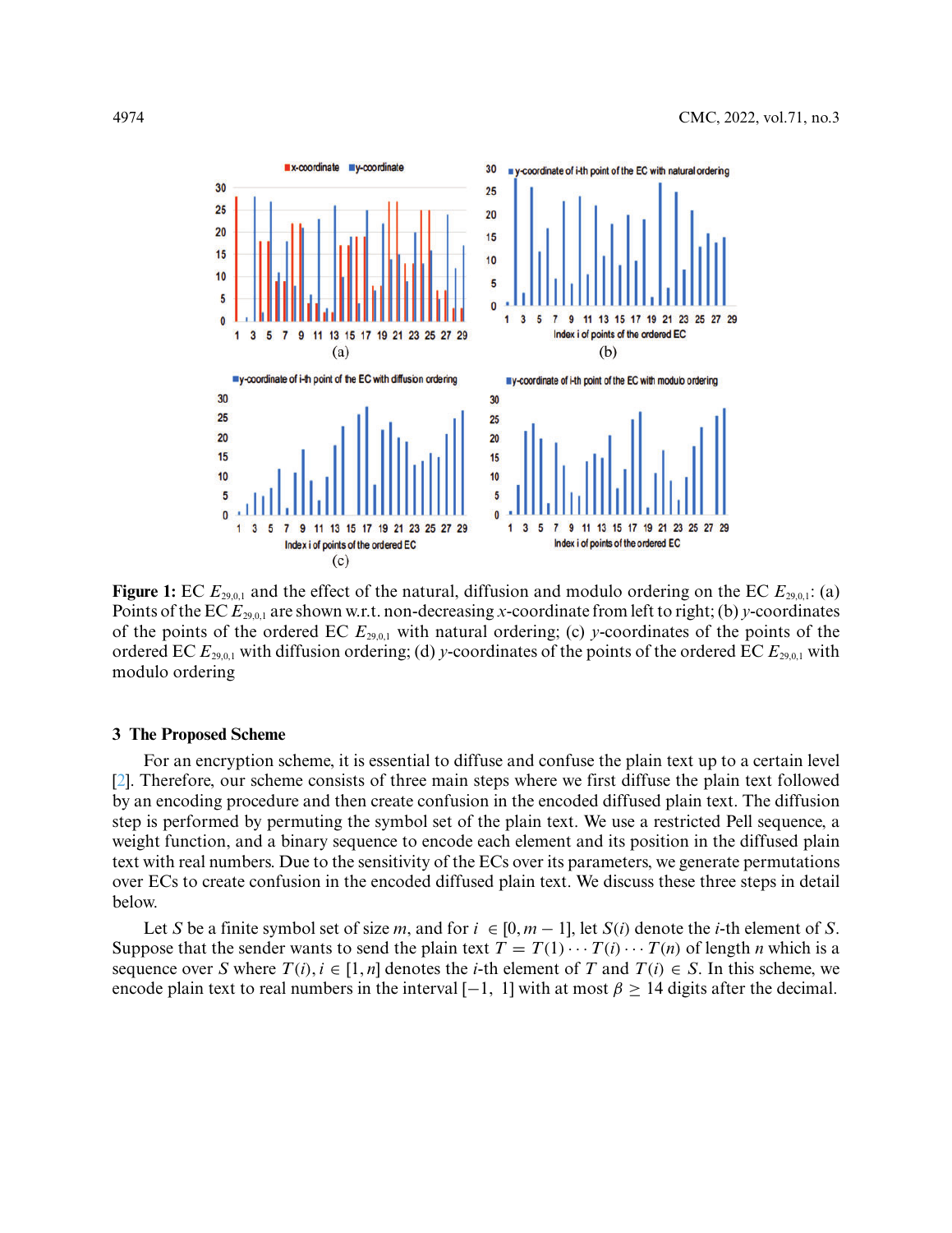**Figure 1:** EC $E_{29,0,1}$ and the effect of the natural, diffusion and modulo ordering on the EC $E_{29,0,1}$: (a) Points of the EC $E_{29,0,1}$ are shown w.r.t. non-decreasing $x$-coordinate from left to right; (b) $y$-coordinates of the points of the ordered EC $E_{29,0,1}$ with natural ordering; (c) $y$-coordinates of the points of the ordered EC $E_{29,0,1}$ with diffusion ordering; (d) $y$-coordinates of the points of the ordered EC $E_{29,0,1}$ with modulo ordering

## 3 The Proposed Scheme

For an encryption scheme, it is essential to diffuse and confuse the plain text up to a certain level [2]. Therefore, our scheme consists of three main steps where we first diffuse the plain text followed by an encoding procedure and then create confusion in the encoded diffused plain text. The diffusion step is performed by permuting the symbol set of the plain text. We use a restricted Pell sequence, a weight function, and a binary sequence to encode each element and its position in the diffused plain text with real numbers. Due to the sensitivity of the ECs over its parameters, we generate permutations over ECs to create confusion in the encoded diffused plain text. We discuss these three steps in detail below.

Let $S$ be a finite symbol set of size $m$, and for $i \in [0, m-1]$, let $S(i)$ denote the $i$-th element of $S$. Suppose that the sender wants to send the plain text $T = T(1) \cdots T(i) \cdots T(n)$ of length $n$ which is a sequence over $S$ where $T(i), i \in [1, n]$ denotes the $i$-th element of $T$ and $T(i) \in S$. In this scheme, we encode plain text to real numbers in the interval $[-1, 1]$ with at most $\beta \geq 14$ digits after the decimal.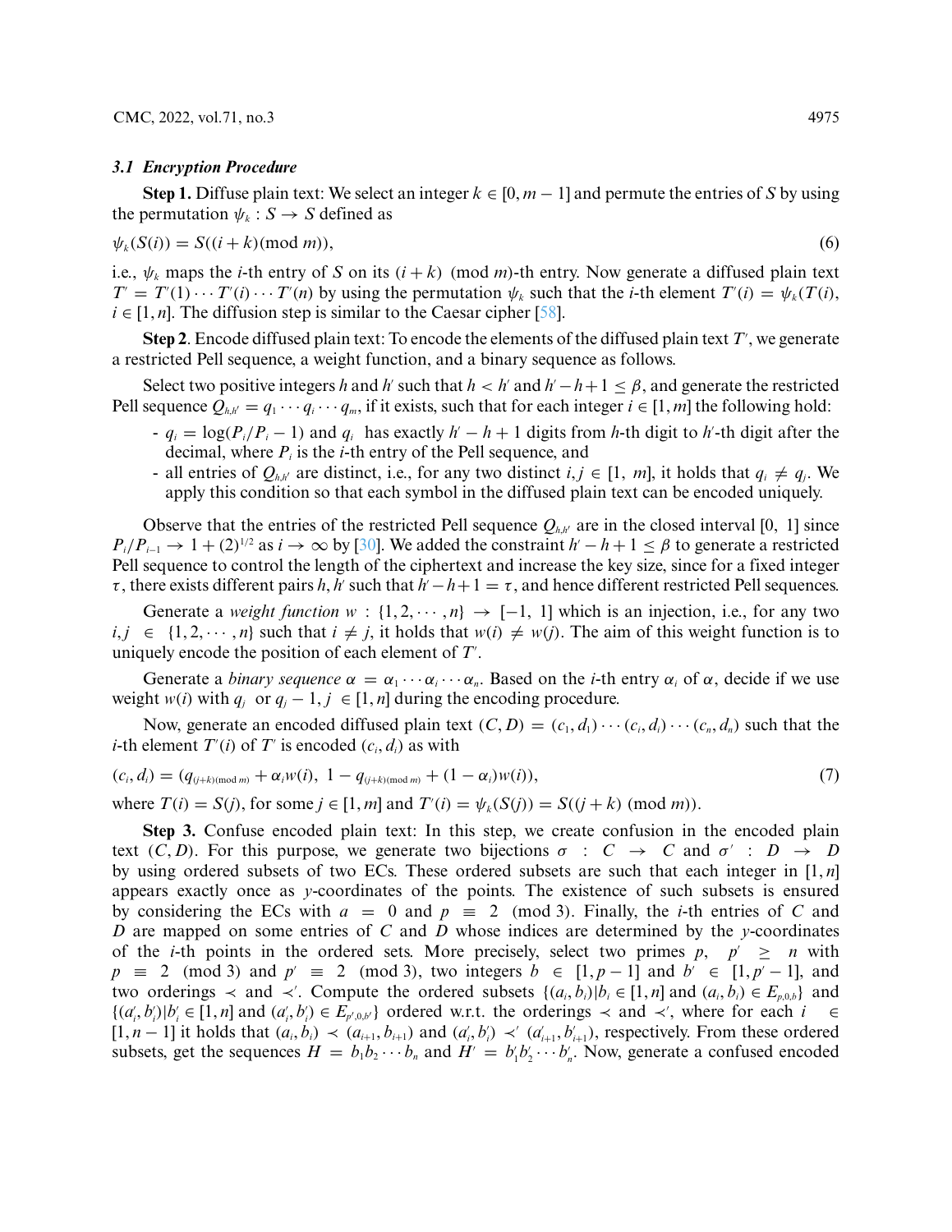### 3.1 Encryption Procedure

**Step 1.** Diffuse plain text: We select an integer $k \in [0, m-1]$ and permute the entries of $S$ by using the permutation $\psi_k : S \to S$ defined as

$$\psi_k(S(i)) = S((i+k)(\text{mod } m)), \tag{6}$$

i.e., $\psi_k$ maps the $i$-th entry of $S$ on its $(i+k)$ (mod $m$)-th entry. Now generate a diffused plain text $T' = T'(1) \cdots T'(i) \cdots T'(n)$ by using the permutation $\psi_k$ such that the $i$-th element $T'(i) = \psi_k(T(i)$, $i \in [1, n]$. The diffusion step is similar to the Caesar cipher [58].

**Step 2**. Encode diffused plain text: To encode the elements of the diffused plain text $T'$, we generate a restricted Pell sequence, a weight function, and a binary sequence as follows.

Select two positive integers $h$ and $h'$ such that $h < h'$ and $h' - h + 1 \le \beta$, and generate the restricted Pell sequence $Q_{h,h'} = q_1 \cdots q_i \cdots q_m$, if it exists, such that for each integer $i \in [1, m]$ the following hold:

- $q_i = \log(P_i/P_i - 1)$ and $q_i$ has exactly $h' - h + 1$ digits from $h$-th digit to $h'$-th digit after the decimal, where $P_i$ is the $i$-th entry of the Pell sequence, and
- all entries of $Q_{h,h'}$ are distinct, i.e., for any two distinct $i, j \in [1, m]$, it holds that $q_i \neq q_j$. We apply this condition so that each symbol in the diffused plain text can be encoded uniquely.

Observe that the entries of the restricted Pell sequence $Q_{h,h'}$ are in the closed interval [0, 1] since $P_i/P_{i-1} \to 1 + (2)^{1/2}$ as $i \to \infty$ by [30]. We added the constraint $h' - h + 1 \le \beta$ to generate a restricted Pell sequence to control the length of the ciphertext and increase the key size, since for a fixed integer $\tau$, there exists different pairs $h, h'$ such that $h' - h + 1 = \tau$, and hence different restricted Pell sequences.

Generate a *weight function* $w : \{1, 2, \cdots, n\} \to [-1, 1]$ which is an injection, i.e., for any two $i, j \in \{1, 2, \cdots, n\}$ such that $i \neq j$, it holds that $w(i) \neq w(j)$. The aim of this weight function is to uniquely encode the position of each element of $T'$.

Generate a *binary sequence* $\alpha = \alpha_1 \cdots \alpha_i \cdots \alpha_n$. Based on the $i$-th entry $\alpha_i$ of $\alpha$, decide if we use weight $w(i)$ with $q_j$ or $q_j - 1$, $j \in [1, n]$ during the encoding procedure.

Now, generate an encoded diffused plain text $(C, D) = (c_1, d_1) \cdots (c_i, d_i) \cdots (c_n, d_n)$ such that the $i$-th element $T'(i)$ of $T'$ is encoded $(c_i, d_i)$ as with

$$(c_i, d_i) = (q_{(j+k)(\text{mod } m)} + \alpha_i w(i),\ 1 - q_{(j+k)(\text{mod } m)} + (1 - \alpha_i) w(i)), \tag{7}$$

where $T(i) = S(j)$, for some $j \in [1, m]$ and $T'(i) = \psi_k(S(j)) = S((j+k) \text{ (mod } m))$.

**Step 3.** Confuse encoded plain text: In this step, we create confusion in the encoded plain text $(C, D)$. For this purpose, we generate two bijections $\sigma : C \to C$ and $\sigma' : D \to D$ by using ordered subsets of two ECs. These ordered subsets are such that each integer in $[1, n]$ appears exactly once as $y$-coordinates of the points. The existence of such subsets is ensured by considering the ECs with $a = 0$ and $p \equiv 2 \pmod 3$. Finally, the $i$-th entries of $C$ and $D$ are mapped on some entries of $C$ and $D$ whose indices are determined by the $y$-coordinates of the $i$-th points in the ordered sets. More precisely, select two primes $p,\ p' \ge n$ with $p \equiv 2 \pmod 3$ and $p' \equiv 2 \pmod 3$, two integers $b \in [1, p-1]$ and $b' \in [1, p'-1]$, and two orderings $\prec$ and $\prec'$. Compute the ordered subsets $\{(a_i, b_i) | b_i \in [1, n] \text{ and } (a_i, b_i) \in E_{p,0,b}\}$ and $\{(a'_i, b'_i) | b'_i \in [1, n] \text{ and } (a'_i, b'_i) \in E_{p',0,b'}\}$ ordered w.r.t. the orderings $\prec$ and $\prec'$, where for each $i \in [1, n-1]$ it holds that $(a_i, b_i) \prec (a_{i+1}, b_{i+1})$ and $(a'_i, b'_i) \prec' (a'_{i+1}, b'_{i+1})$, respectively. From these ordered subsets, get the sequences $H = b_1 b_2 \cdots b_n$ and $H' = b'_1 b'_2 \cdots b'_n$. Now, generate a confused encoded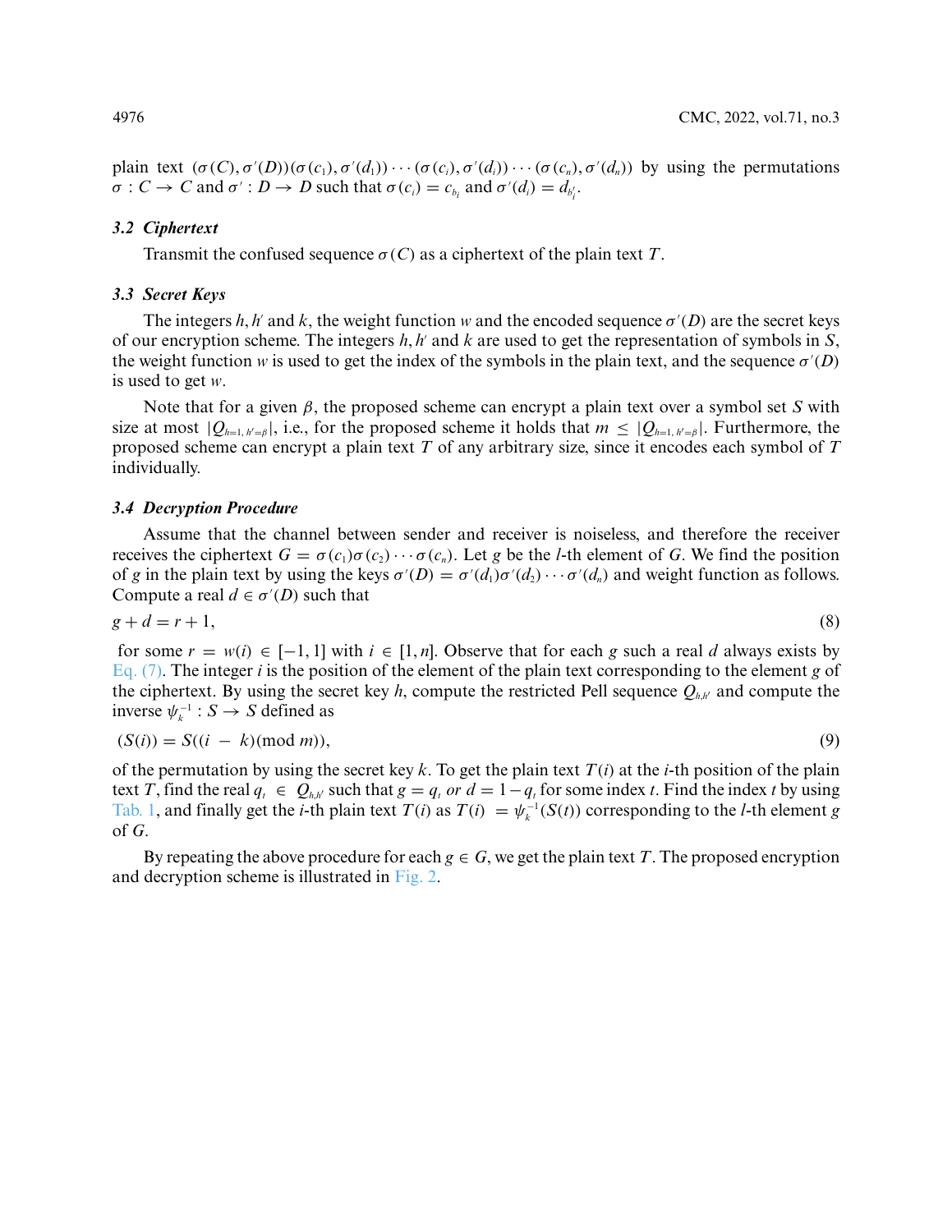plain text $(\sigma(C), \sigma'(D))(\sigma(c_1), \sigma'(d_1)) \cdots (\sigma(c_i), \sigma'(d_i)) \cdots (\sigma(c_n), \sigma'(d_n))$ by using the permutations $\sigma : C \to C$ and $\sigma' : D \to D$ such that $\sigma(c_i) = c_{b_i}$ and $\sigma'(d_i) = d_{b'_i}$.

### 3.2 Ciphertext

Transmit the confused sequence $\sigma(C)$ as a ciphertext of the plain text $T$.

### 3.3 Secret Keys

The integers $h, h'$ and $k$, the weight function $w$ and the encoded sequence $\sigma'(D)$ are the secret keys of our encryption scheme. The integers $h, h'$ and $k$ are used to get the representation of symbols in $S$, the weight function $w$ is used to get the index of the symbols in the plain text, and the sequence $\sigma'(D)$ is used to get $w$.

Note that for a given $\beta$, the proposed scheme can encrypt a plain text over a symbol set $S$ with size at most $|Q_{h=1,h'=\beta}|$, i.e., for the proposed scheme it holds that $m \leq |Q_{h=1,h'=\beta}|$. Furthermore, the proposed scheme can encrypt a plain text $T$ of any arbitrary size, since it encodes each symbol of $T$ individually.

### 3.4 Decryption Procedure

Assume that the channel between sender and receiver is noiseless, and therefore the receiver receives the ciphertext $G = \sigma(c_1)\sigma(c_2) \cdots \sigma(c_n)$. Let $g$ be the $l$-th element of $G$. We find the position of $g$ in the plain text by using the keys $\sigma'(D) = \sigma'(d_1)\sigma'(d_2) \cdots \sigma'(d_n)$ and weight function as follows. Compute a real $d \in \sigma'(D)$ such that

$$g + d = r + 1, \tag{8}$$

for some $r = w(i) \in [-1, 1]$ with $i \in [1, n]$. Observe that for each $g$ such a real $d$ always exists by Eq. (7). The integer $i$ is the position of the element of the plain text corresponding to the element $g$ of the ciphertext. By using the secret key $h$, compute the restricted Pell sequence $Q_{h,h'}$ and compute the inverse $\psi_k^{-1} : S \to S$ defined as

$$(S(i)) = S((i - k)(\text{mod } m)), \tag{9}$$

of the permutation by using the secret key $k$. To get the plain text $T(i)$ at the $i$-th position of the plain text $T$, find the real $q_t \in Q_{h,h'}$ such that $g = q_t$ *or* $d = 1 - q_t$ for some index $t$. Find the index $t$ by using Tab. 1, and finally get the $i$-th plain text $T(i)$ as $T(i) = \psi_k^{-1}(S(t))$ corresponding to the $l$-th element $g$ of $G$.

By repeating the above procedure for each $g \in G$, we get the plain text $T$. The proposed encryption and decryption scheme is illustrated in Fig. 2.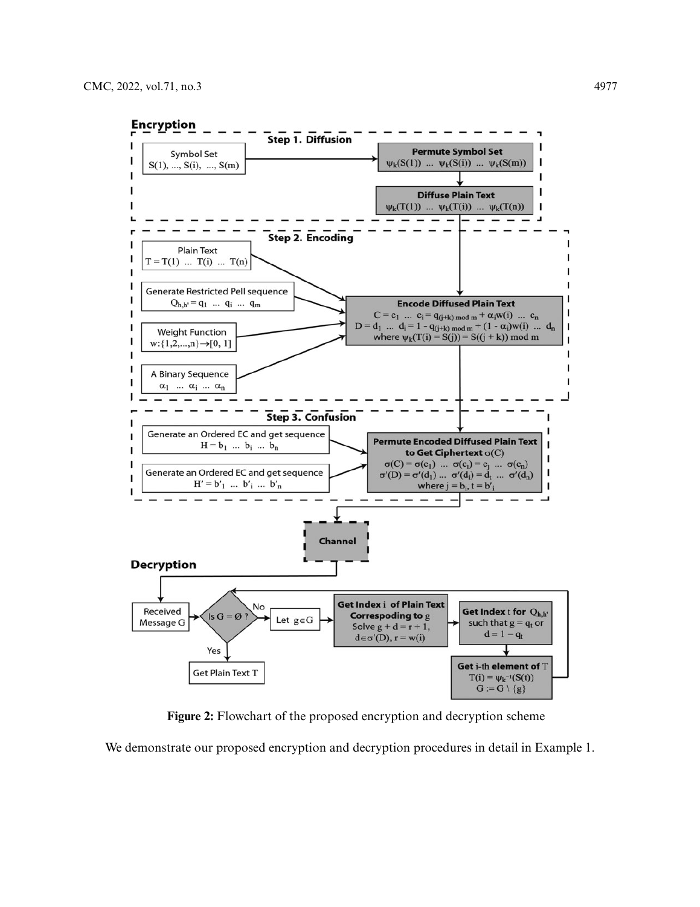## Encryption

**Step 1. Diffusion**

Symbol Set $S(1), ..., S(i), ..., S(m)$ → **Permute Symbol Set** $\psi_k(S(1)) \ ... \ \psi_k(S(i)) \ ... \ \psi_k(S(m))$ → **Diffuse Plain Text** $\psi_k(T(1)) \ ... \ \psi_k(T(i)) \ ... \ \psi_k(T(n))$

**Step 2. Encoding**

- Plain Text $T = T(1) \ ... \ T(i) \ ... \ T(n)$
- Generate Restricted Pell sequence $Q_{h,h'} = q_1 \ ... \ q_i \ ... \ q_m$
- Weight Function $w:\{1,2,...,n\} \rightarrow [0, 1]$
- A Binary Sequence $\alpha_1 \ ... \ \alpha_i \ ... \ \alpha_n$

**Encode Diffused Plain Text**

$C = c_1 \ ... \ c_i = q_{(j+k) \bmod m} + \alpha_i w(i) \ ... \ c_n$

$D = d_1 \ ... \ d_i = 1 - q_{(j+k) \bmod m} + (1 - \alpha_i)w(i) \ ... \ d_n$

where $\psi_k(T(i) = S(j)) = S((j + k)) \bmod m$

**Step 3. Confusion**

- Generate an Ordered EC and get sequence $H = b_1 \ ... \ b_i \ ... \ b_n$
- Generate an Ordered EC and get sequence $H' = b'_1 \ ... \ b'_i \ ... \ b'_n$

**Permute Encoded Diffused Plain Text to Get Ciphertext** $\sigma(C)$

$\sigma(C) = \sigma(c_1) \ ... \ \sigma(c_i) = c_j \ ... \ \sigma(c_n)$

$\sigma'(D) = \sigma'(d_1) \ ... \ \sigma'(d_i) = d_t \ ... \ \sigma'(d_n)$

where $j = b_i$, $t = b'_i$

→ **Channel**

## Decryption

Received Message G → Is $G = \emptyset$ ?

- Yes → Get Plain Text T
- No → Let $g \in G$ → **Get Index i of Plain Text Correspoding to g**: Solve $g + d = r + 1$, $d \in \sigma'(D)$, $r = w(i)$ → **Get Index t for $Q_{h,h'}$** such that $g = q_t$ or $d = 1 - q_t$ → **Get i-th element of T**: $T(i) = \psi_k^{-1}(S(t))$, $G := G \setminus \{g\}$ → back to "Is $G = \emptyset$ ?"

**Figure 2:** Flowchart of the proposed encryption and decryption scheme

We demonstrate our proposed encryption and decryption procedures in detail in Example 1.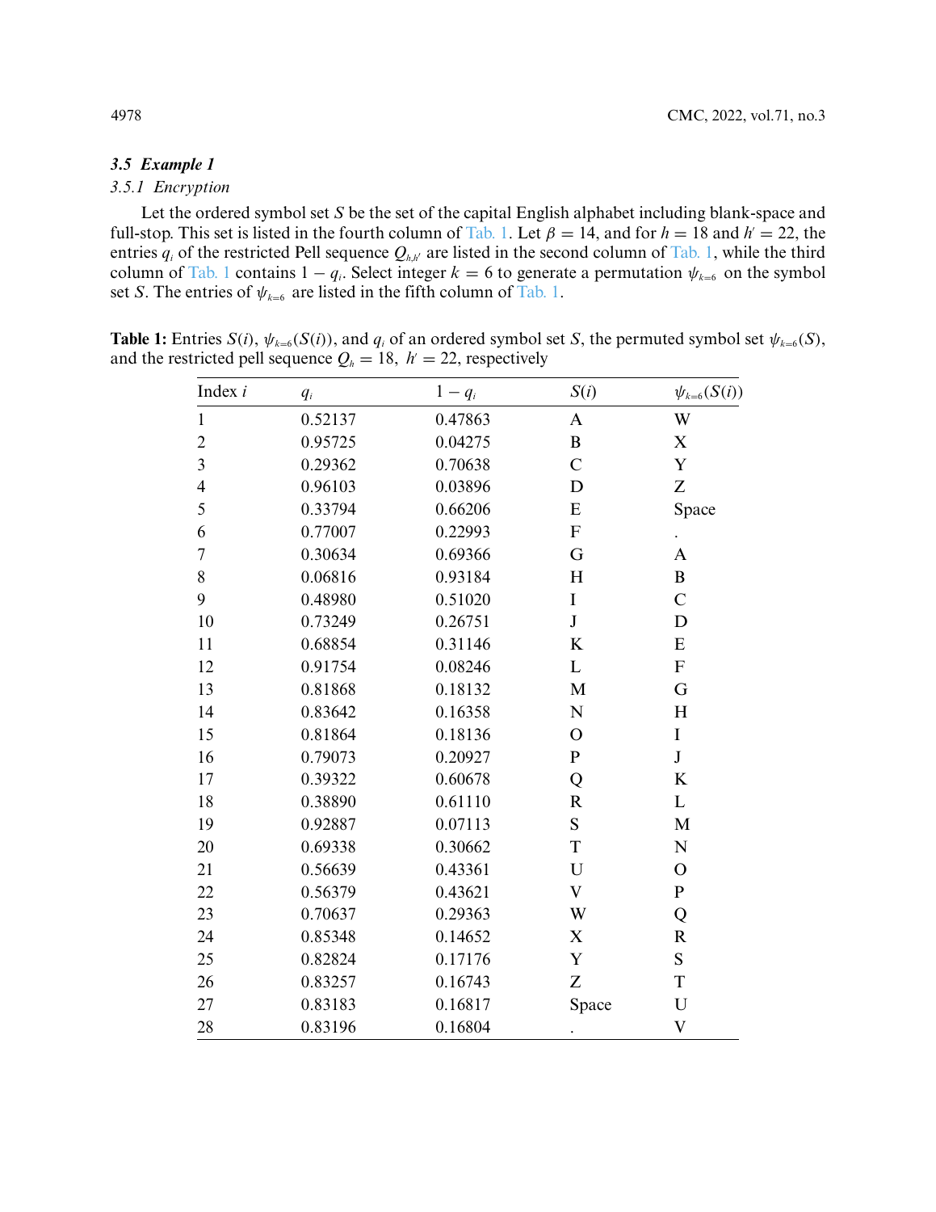### 3.5 Example 1

#### 3.5.1 Encryption

Let the ordered symbol set $S$ be the set of the capital English alphabet including blank-space and full-stop. This set is listed in the fourth column of Tab. 1. Let $\beta = 14$, and for $h = 18$ and $h' = 22$, the entries $q_i$ of the restricted Pell sequence $Q_{h,h'}$ are listed in the second column of Tab. 1, while the third column of Tab. 1 contains $1 - q_i$. Select integer $k = 6$ to generate a permutation $\psi_{k=6}$ on the symbol set $S$. The entries of $\psi_{k=6}$ are listed in the fifth column of Tab. 1.

**Table 1:** Entries $S(i)$, $\psi_{k=6}(S(i))$, and $q_i$ of an ordered symbol set $S$, the permuted symbol set $\psi_{k=6}(S)$, and the restricted pell sequence $Q_h = 18,\ h' = 22$, respectively

| Index $i$ | $q_i$ | $1 - q_i$ | $S(i)$ | $\psi_{k=6}(S(i))$ |
|---|---|---|---|---|
| 1 | 0.52137 | 0.47863 | A | W |
| 2 | 0.95725 | 0.04275 | B | X |
| 3 | 0.29362 | 0.70638 | C | Y |
| 4 | 0.96103 | 0.03896 | D | Z |
| 5 | 0.33794 | 0.66206 | E | Space |
| 6 | 0.77007 | 0.22993 | F | . |
| 7 | 0.30634 | 0.69366 | G | A |
| 8 | 0.06816 | 0.93184 | H | B |
| 9 | 0.48980 | 0.51020 | I | C |
| 10 | 0.73249 | 0.26751 | J | D |
| 11 | 0.68854 | 0.31146 | K | E |
| 12 | 0.91754 | 0.08246 | L | F |
| 13 | 0.81868 | 0.18132 | M | G |
| 14 | 0.83642 | 0.16358 | N | H |
| 15 | 0.81864 | 0.18136 | O | I |
| 16 | 0.79073 | 0.20927 | P | J |
| 17 | 0.39322 | 0.60678 | Q | K |
| 18 | 0.38890 | 0.61110 | R | L |
| 19 | 0.92887 | 0.07113 | S | M |
| 20 | 0.69338 | 0.30662 | T | N |
| 21 | 0.56639 | 0.43361 | U | O |
| 22 | 0.56379 | 0.43621 | V | P |
| 23 | 0.70637 | 0.29363 | W | Q |
| 24 | 0.85348 | 0.14652 | X | R |
| 25 | 0.82824 | 0.17176 | Y | S |
| 26 | 0.83257 | 0.16743 | Z | T |
| 27 | 0.83183 | 0.16817 | Space | U |
| 28 | 0.83196 | 0.16804 | . | V |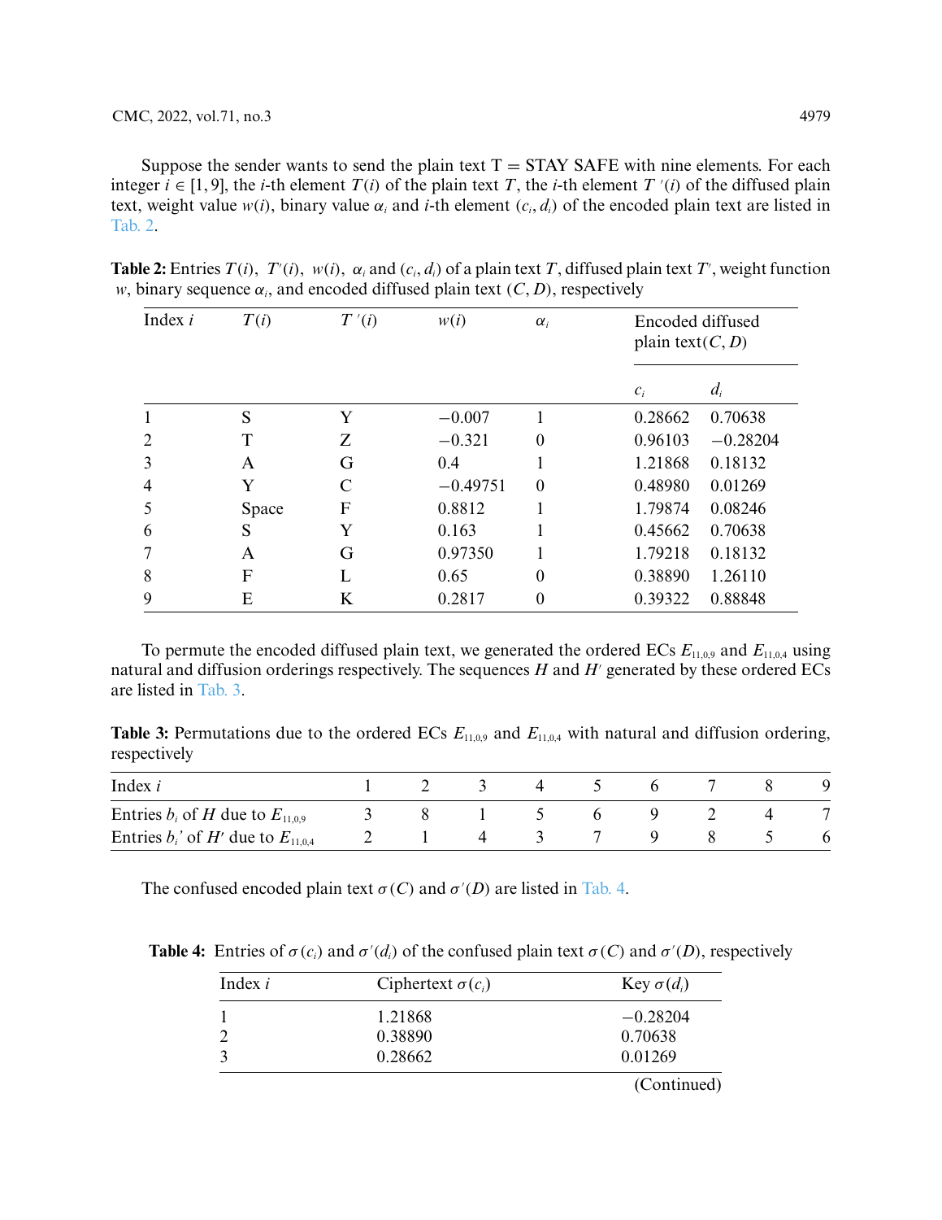Suppose the sender wants to send the plain text T = STAY SAFE with nine elements. For each integer $i \in [1, 9]$, the $i$-th element $T(i)$ of the plain text $T$, the $i$-th element $T'(i)$ of the diffused plain text, weight value $w(i)$, binary value $\alpha_i$ and $i$-th element $(c_i, d_i)$ of the encoded plain text are listed in Tab. 2.

**Table 2:** Entries $T(i)$, $T'(i)$, $w(i)$, $\alpha_i$ and $(c_i, d_i)$ of a plain text $T$, diffused plain text $T'$, weight function $w$, binary sequence $\alpha_i$, and encoded diffused plain text $(C, D)$, respectively

| Index $i$ | $T(i)$ | $T'(i)$ | $w(i)$ | $\alpha_i$ | Encoded diffused plain text$(C, D)$ | |
|---|---|---|---|---|---|---|
| | | | | | $c_i$ | $d_i$ |
| 1 | S | Y | −0.007 | 1 | 0.28662 | 0.70638 |
| 2 | T | Z | −0.321 | 0 | 0.96103 | −0.28204 |
| 3 | A | G | 0.4 | 1 | 1.21868 | 0.18132 |
| 4 | Y | C | −0.49751 | 0 | 0.48980 | 0.01269 |
| 5 | Space | F | 0.8812 | 1 | 1.79874 | 0.08246 |
| 6 | S | Y | 0.163 | 1 | 0.45662 | 0.70638 |
| 7 | A | G | 0.97350 | 1 | 1.79218 | 0.18132 |
| 8 | F | L | 0.65 | 0 | 0.38890 | 1.26110 |
| 9 | E | K | 0.2817 | 0 | 0.39322 | 0.88848 |

To permute the encoded diffused plain text, we generated the ordered ECs $E_{11,0,9}$ and $E_{11,0,4}$ using natural and diffusion orderings respectively. The sequences $H$ and $H'$ generated by these ordered ECs are listed in Tab. 3.

**Table 3:** Permutations due to the ordered ECs $E_{11,0,9}$ and $E_{11,0,4}$ with natural and diffusion ordering, respectively

| Index $i$ | 1 | 2 | 3 | 4 | 5 | 6 | 7 | 8 | 9 |
|---|---|---|---|---|---|---|---|---|---|
| Entries $b_i$ of $H$ due to $E_{11,0,9}$ | 3 | 8 | 1 | 5 | 6 | 9 | 2 | 4 | 7 |
| Entries $b_i'$ of $H'$ due to $E_{11,0,4}$ | 2 | 1 | 4 | 3 | 7 | 9 | 8 | 5 | 6 |

The confused encoded plain text $\sigma(C)$ and $\sigma'(D)$ are listed in Tab. 4.

**Table 4:** Entries of $\sigma(c_i)$ and $\sigma'(d_i)$ of the confused plain text $\sigma(C)$ and $\sigma'(D)$, respectively

| Index $i$ | Ciphertext $\sigma(c_i)$ | Key $\sigma(d_i)$ |
|---|---|---|
| 1 | 1.21868 | −0.28204 |
| 2 | 0.38890 | 0.70638 |
| 3 | 0.28662 | 0.01269 |

(Continued)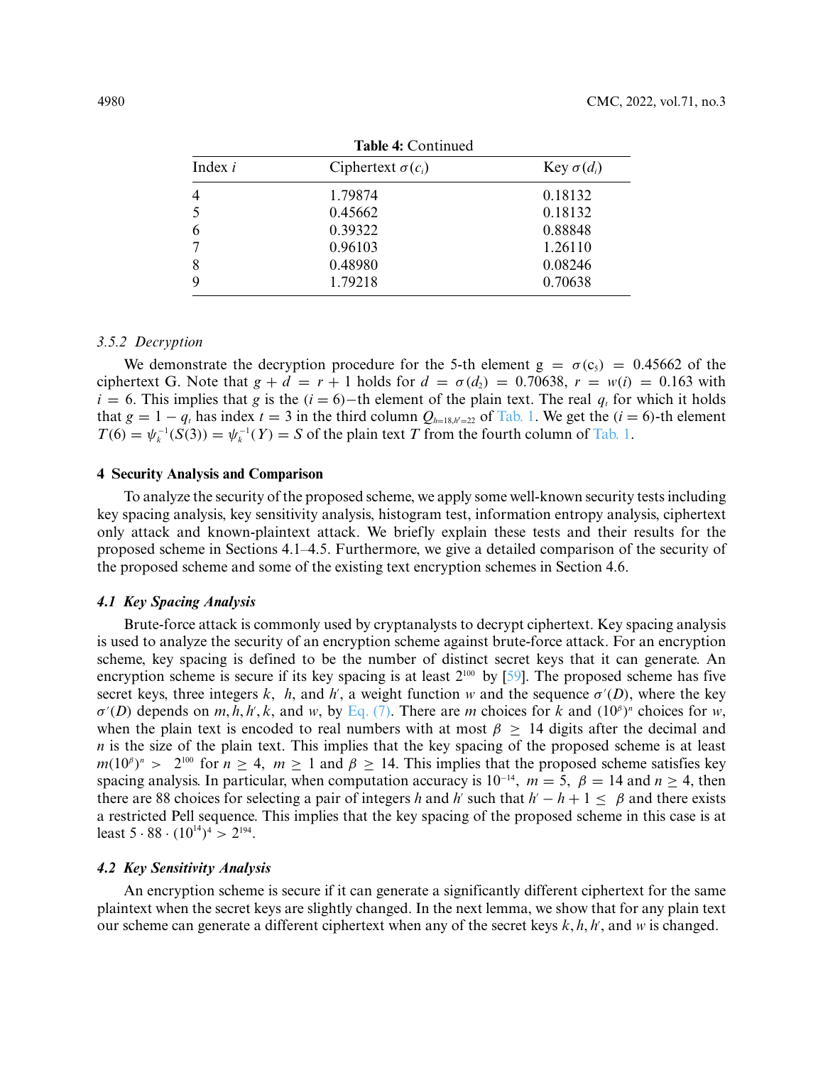**Table 4:** Continued

| Index $i$ | Ciphertext $\sigma(c_i)$ | Key $\sigma(d_i)$ |
|---|---|---|
| 4 | 1.79874 | 0.18132 |
| 5 | 0.45662 | 0.18132 |
| 6 | 0.39322 | 0.88848 |
| 7 | 0.96103 | 1.26110 |
| 8 | 0.48980 | 0.08246 |
| 9 | 1.79218 | 0.70638 |

### *3.5.2 Decryption*

We demonstrate the decryption procedure for the 5-th element $g = \sigma(c_5) = 0.45662$ of the ciphertext G. Note that $g + d = r + 1$ holds for $d = \sigma(d_2) = 0.70638$, $r = w(i) = 0.163$ with $i = 6$. This implies that $g$ is the $(i = 6)-$th element of the plain text. The real $q_t$ for which it holds that $g = 1 - q_t$ has index $t = 3$ in the third column $Q_{h=18,h'=22}$ of Tab. 1. We get the $(i = 6)$-th element $T(6) = \psi_k^{-1}(S(3)) = \psi_k^{-1}(Y) = S$ of the plain text $T$ from the fourth column of Tab. 1.

## 4 Security Analysis and Comparison

To analyze the security of the proposed scheme, we apply some well-known security tests including key spacing analysis, key sensitivity analysis, histogram test, information entropy analysis, ciphertext only attack and known-plaintext attack. We briefly explain these tests and their results for the proposed scheme in Sections 4.1–4.5. Furthermore, we give a detailed comparison of the security of the proposed scheme and some of the existing text encryption schemes in Section 4.6.

### *4.1 Key Spacing Analysis*

Brute-force attack is commonly used by cryptanalysts to decrypt ciphertext. Key spacing analysis is used to analyze the security of an encryption scheme against brute-force attack. For an encryption scheme, key spacing is defined to be the number of distinct secret keys that it can generate. An encryption scheme is secure if its key spacing is at least $2^{100}$ by [59]. The proposed scheme has five secret keys, three integers $k$, $h$, and $h'$, a weight function $w$ and the sequence $\sigma'(D)$, where the key $\sigma'(D)$ depends on $m, h, h', k$, and $w$, by Eq. (7). There are $m$ choices for $k$ and $(10^{\beta})^n$ choices for $w$, when the plain text is encoded to real numbers with at most $\beta \geq 14$ digits after the decimal and $n$ is the size of the plain text. This implies that the key spacing of the proposed scheme is at least $m(10^{\beta})^n > 2^{100}$ for $n \geq 4$, $m \geq 1$ and $\beta \geq 14$. This implies that the proposed scheme satisfies key spacing analysis. In particular, when computation accuracy is $10^{-14}$, $m = 5$, $\beta = 14$ and $n \geq 4$, then there are 88 choices for selecting a pair of integers $h$ and $h'$ such that $h' - h + 1 \leq \beta$ and there exists a restricted Pell sequence. This implies that the key spacing of the proposed scheme in this case is at least $5 \cdot 88 \cdot (10^{14})^4 > 2^{194}$.

### *4.2 Key Sensitivity Analysis*

An encryption scheme is secure if it can generate a significantly different ciphertext for the same plaintext when the secret keys are slightly changed. In the next lemma, we show that for any plain text our scheme can generate a different ciphertext when any of the secret keys $k, h, h'$, and $w$ is changed.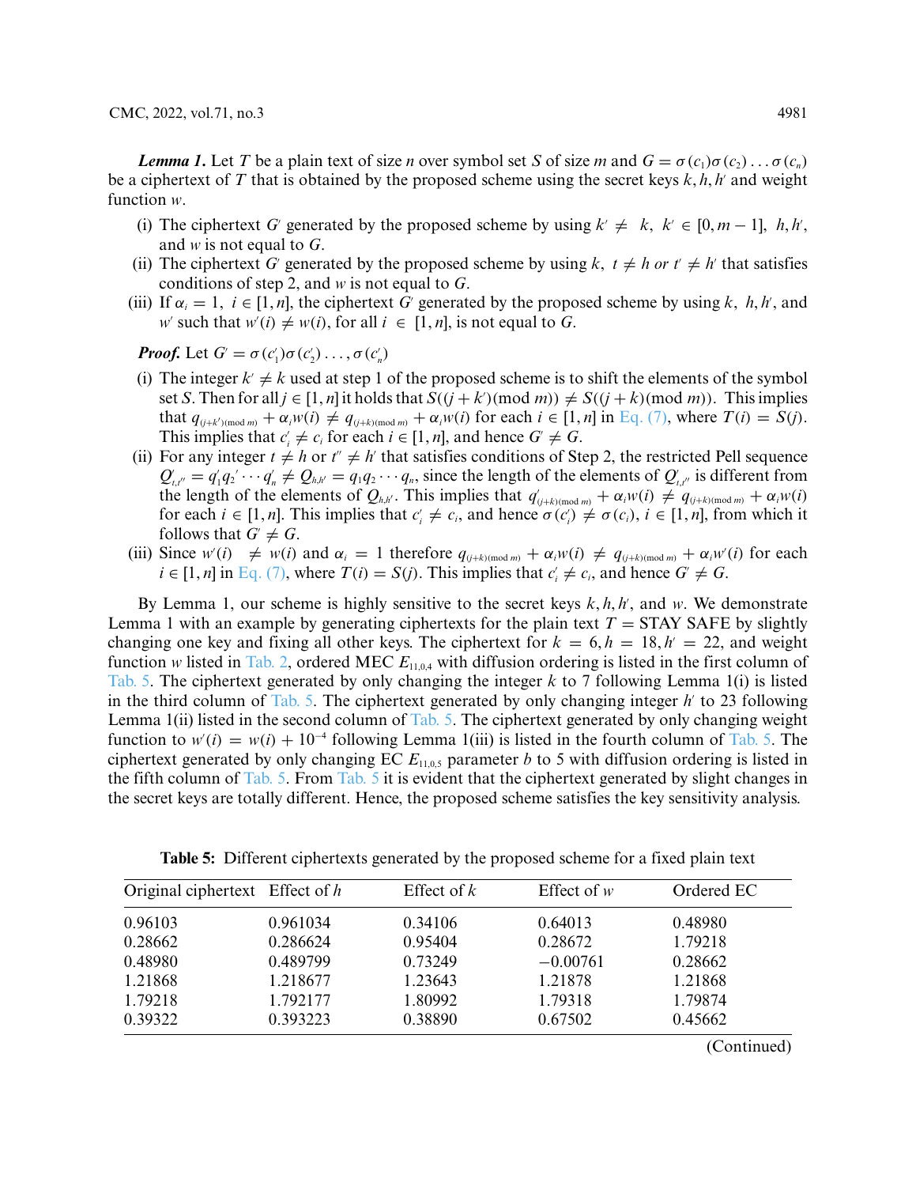***Lemma 1.*** Let $T$ be a plain text of size $n$ over symbol set $S$ of size $m$ and $G = \sigma(c_1)\sigma(c_2)\ldots\sigma(c_n)$ be a ciphertext of $T$ that is obtained by the proposed scheme using the secret keys $k, h, h'$ and weight function $w$.

(i) The ciphertext $G'$ generated by the proposed scheme by using $k' \neq k$, $k' \in [0, m-1]$, $h, h'$, and $w$ is not equal to $G$.

(ii) The ciphertext $G'$ generated by the proposed scheme by using $k$, $t \neq h$ or $t' \neq h'$ that satisfies conditions of step 2, and $w$ is not equal to $G$.

(iii) If $\alpha_i = 1$, $i \in [1, n]$, the ciphertext $G'$ generated by the proposed scheme by using $k$, $h, h'$, and $w'$ such that $w'(i) \neq w(i)$, for all $i \in [1, n]$, is not equal to $G$.

***Proof.*** Let $G' = \sigma(c_1')\sigma(c_2')\ldots,\sigma(c_n')$

(i) The integer $k' \neq k$ used at step 1 of the proposed scheme is to shift the elements of the symbol set $S$. Then for all $j \in [1, n]$ it holds that $S((j + k')(\text{mod } m)) \neq S((j + k)(\text{mod } m))$. This implies that $q_{(j+k')(\text{mod } m)} + \alpha_i w(i) \neq q_{(j+k)(\text{mod } m)} + \alpha_i w(i)$ for each $i \in [1, n]$ in Eq. (7), where $T(i) = S(j)$. This implies that $c_i' \neq c_i$ for each $i \in [1, n]$, and hence $G' \neq G$.

(ii) For any integer $t \neq h$ or $t'' \neq h'$ that satisfies conditions of Step 2, the restricted Pell sequence $Q'_{t,t''} = q_1' q_2' \cdots q_n' \neq Q_{h,h'} = q_1 q_2 \cdots q_n$, since the length of the elements of $Q'_{t,t''}$ is different from the length of the elements of $Q_{h,h'}$. This implies that $q'_{(j+k)(\text{mod } m)} + \alpha_i w(i) \neq q_{(j+k)(\text{mod } m)} + \alpha_i w(i)$ for each $i \in [1, n]$. This implies that $c_i' \neq c_i$, and hence $\sigma(c_i') \neq \sigma(c_i)$, $i \in [1, n]$, from which it follows that $G' \neq G$.

(iii) Since $w'(i) \neq w(i)$ and $\alpha_i = 1$ therefore $q_{(j+k)(\text{mod } m)} + \alpha_i w(i) \neq q_{(j+k)(\text{mod } m)} + \alpha_i w'(i)$ for each $i \in [1, n]$ in Eq. (7), where $T(i) = S(j)$. This implies that $c_i' \neq c_i$, and hence $G' \neq G$.

By Lemma 1, our scheme is highly sensitive to the secret keys $k, h, h'$, and $w$. We demonstrate Lemma 1 with an example by generating ciphertexts for the plain text $T$ = STAY SAFE by slightly changing one key and fixing all other keys. The ciphertext for $k = 6, h = 18, h' = 22$, and weight function $w$ listed in Tab. 2, ordered MEC $E_{11,0,4}$ with diffusion ordering is listed in the first column of Tab. 5. The ciphertext generated by only changing the integer $k$ to 7 following Lemma 1(i) is listed in the third column of Tab. 5. The ciphertext generated by only changing integer $h'$ to 23 following Lemma 1(ii) listed in the second column of Tab. 5. The ciphertext generated by only changing weight function to $w'(i) = w(i) + 10^{-4}$ following Lemma 1(iii) is listed in the fourth column of Tab. 5. The ciphertext generated by only changing EC $E_{11,0,5}$ parameter $b$ to 5 with diffusion ordering is listed in the fifth column of Tab. 5. From Tab. 5 it is evident that the ciphertext generated by slight changes in the secret keys are totally different. Hence, the proposed scheme satisfies the key sensitivity analysis.

**Table 5:** Different ciphertexts generated by the proposed scheme for a fixed plain text

| Original ciphertext | Effect of $h$ | Effect of $k$ | Effect of $w$ | Ordered EC |
|---|---|---|---|---|
| 0.96103 | 0.961034 | 0.34106 | 0.64013 | 0.48980 |
| 0.28662 | 0.286624 | 0.95404 | 0.28672 | 1.79218 |
| 0.48980 | 0.489799 | 0.73249 | −0.00761 | 0.28662 |
| 1.21868 | 1.218677 | 1.23643 | 1.21878 | 1.21868 |
| 1.79218 | 1.792177 | 1.80992 | 1.79318 | 1.79874 |
| 0.39322 | 0.393223 | 0.38890 | 0.67502 | 0.45662 |

(Continued)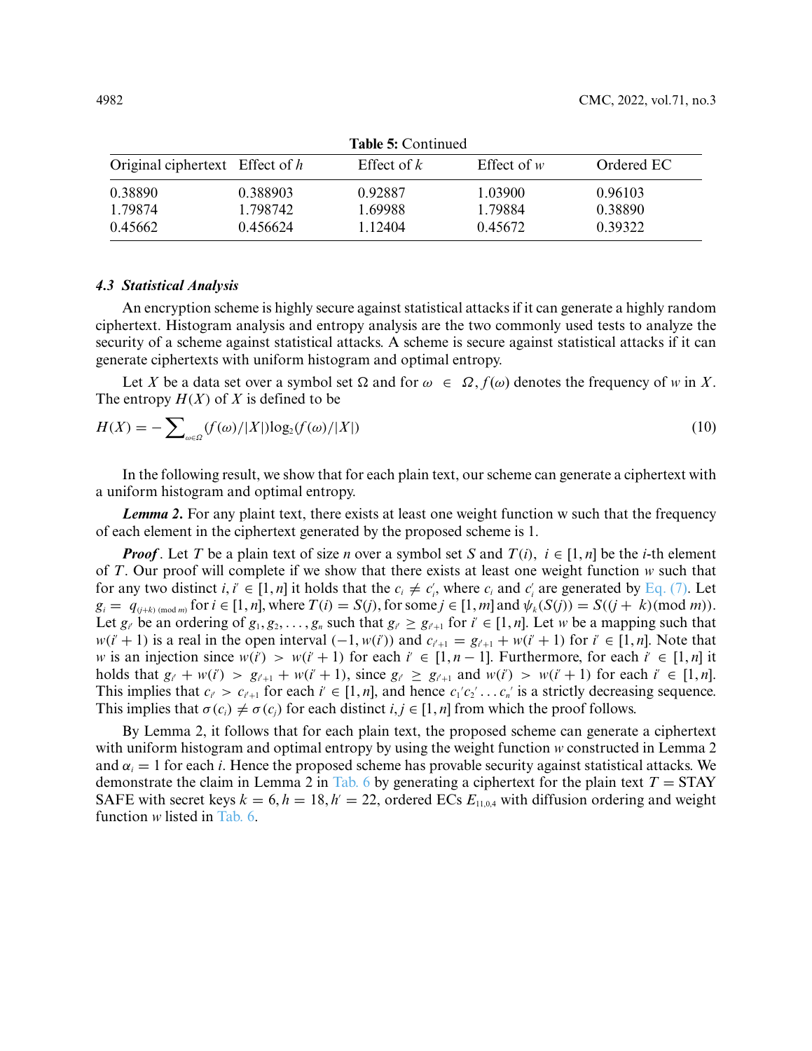**Table 5:** Continued

| Original ciphertext | Effect of $h$ | Effect of $k$ | Effect of $w$ | Ordered EC |
|---|---|---|---|---|
| 0.38890 | 0.388903 | 0.92887 | 1.03900 | 0.96103 |
| 1.79874 | 1.798742 | 1.69988 | 1.79884 | 0.38890 |
| 0.45662 | 0.456624 | 1.12404 | 0.45672 | 0.39322 |

### 4.3 Statistical Analysis

An encryption scheme is highly secure against statistical attacks if it can generate a highly random ciphertext. Histogram analysis and entropy analysis are the two commonly used tests to analyze the security of a scheme against statistical attacks. A scheme is secure against statistical attacks if it can generate ciphertexts with uniform histogram and optimal entropy.

Let $X$ be a data set over a symbol set $\Omega$ and for $\omega \in \Omega, f(\omega)$ denotes the frequency of $w$ in $X$. The entropy $H(X)$ of $X$ is defined to be

$$H(X) = -\sum_{\omega \in \Omega} (f(\omega)/|X|) \log_2 (f(\omega)/|X|) \tag{10}$$

In the following result, we show that for each plain text, our scheme can generate a ciphertext with a uniform histogram and optimal entropy.

***Lemma 2.*** For any plaint text, there exists at least one weight function w such that the frequency of each element in the ciphertext generated by the proposed scheme is 1.

***Proof*.** Let $T$ be a plain text of size $n$ over a symbol set $S$ and $T(i),\ i \in [1, n]$ be the $i$-th element of $T$. Our proof will complete if we show that there exists at least one weight function $w$ such that for any two distinct $i, i' \in [1, n]$ it holds that the $c_i \neq c_i'$, where $c_i$ and $c_i'$ are generated by Eq. (7). Let $g_i = q_{(j+k) \pmod m}$ for $i \in [1, n]$, where $T(i) = S(j)$, for some $j \in [1, m]$ and $\psi_k(S(j)) = S((j + k) (\text{mod } m))$. Let $g_{i'}$ be an ordering of $g_1, g_2, \ldots, g_n$ such that $g_{i'} \geq g_{i'+1}$ for $i' \in [1, n]$. Let $w$ be a mapping such that $w(i' + 1)$ is a real in the open interval $(-1, w(i'))$ and $c_{i'+1} = g_{i'+1} + w(i' + 1)$ for $i' \in [1, n]$. Note that $w$ is an injection since $w(i') > w(i' + 1)$ for each $i' \in [1, n - 1]$. Furthermore, for each $i' \in [1, n]$ it holds that $g_{i'} + w(i') > g_{i'+1} + w(i' + 1)$, since $g_{i'} \geq g_{i'+1}$ and $w(i') > w(i' + 1)$ for each $i' \in [1, n]$. This implies that $c_{i'} > c_{i'+1}$ for each $i' \in [1, n]$, and hence $c_1{'} c_2{'} \ldots c_n{'}$ is a strictly decreasing sequence. This implies that $\sigma(c_i) \neq \sigma(c_j)$ for each distinct $i, j \in [1, n]$ from which the proof follows.

By Lemma 2, it follows that for each plain text, the proposed scheme can generate a ciphertext with uniform histogram and optimal entropy by using the weight function $w$ constructed in Lemma 2 and $\alpha_i = 1$ for each $i$. Hence the proposed scheme has provable security against statistical attacks. We demonstrate the claim in Lemma 2 in Tab. 6 by generating a ciphertext for the plain text $T =$ STAY SAFE with secret keys $k = 6, h = 18, h' = 22$, ordered ECs $E_{11,0,4}$ with diffusion ordering and weight function $w$ listed in Tab. 6.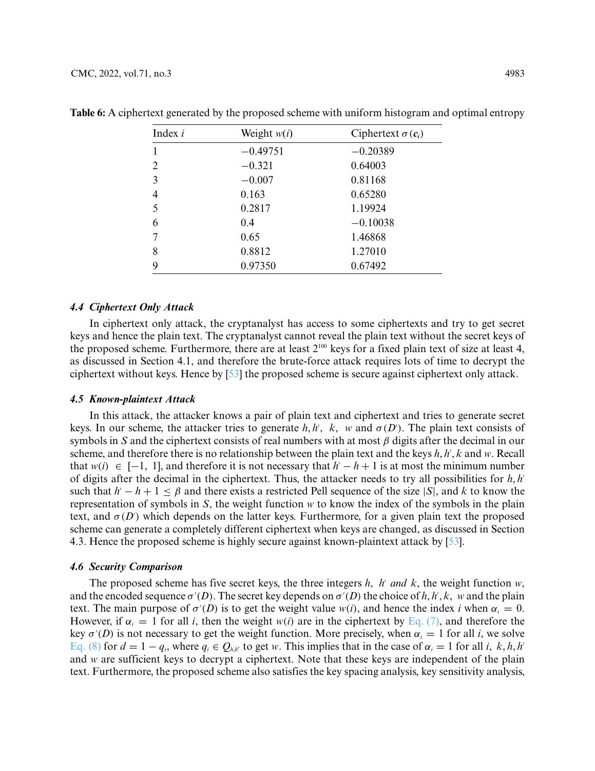**Table 6:** A ciphertext generated by the proposed scheme with uniform histogram and optimal entropy

| Index $i$ | Weight $w(i)$ | Ciphertext $\sigma(\boldsymbol{c}_i)$ |
|---|---|---|
| 1 | −0.49751 | −0.20389 |
| 2 | −0.321 | 0.64003 |
| 3 | −0.007 | 0.81168 |
| 4 | 0.163 | 0.65280 |
| 5 | 0.2817 | 1.19924 |
| 6 | 0.4 | −0.10038 |
| 7 | 0.65 | 1.46868 |
| 8 | 0.8812 | 1.27010 |
| 9 | 0.97350 | 0.67492 |

### *4.4 Ciphertext Only Attack*

In ciphertext only attack, the cryptanalyst has access to some ciphertexts and try to get secret keys and hence the plain text. The cryptanalyst cannot reveal the plain text without the secret keys of the proposed scheme. Furthermore, there are at least $2^{100}$ keys for a fixed plain text of size at least 4, as discussed in Section 4.1, and therefore the brute-force attack requires lots of time to decrypt the ciphertext without keys. Hence by [53] the proposed scheme is secure against ciphertext only attack.

### *4.5 Known-plaintext Attack*

In this attack, the attacker knows a pair of plain text and ciphertext and tries to generate secret keys. In our scheme, the attacker tries to generate $h, h', k, w$ and $\sigma(D')$. The plain text consists of symbols in $S$ and the ciphertext consists of real numbers with at most $\beta$ digits after the decimal in our scheme, and therefore there is no relationship between the plain text and the keys $h, h', k$ and $w$. Recall that $w(i) \in [-1, 1]$, and therefore it is not necessary that $h' - h + 1$ is at most the minimum number of digits after the decimal in the ciphertext. Thus, the attacker needs to try all possibilities for $h, h'$ such that $h' - h + 1 \leq \beta$ and there exists a restricted Pell sequence of the size $|S|$, and $k$ to know the representation of symbols in $S$, the weight function $w$ to know the index of the symbols in the plain text, and $\sigma(D')$ which depends on the latter keys. Furthermore, for a given plain text the proposed scheme can generate a completely different ciphertext when keys are changed, as discussed in Section 4.3. Hence the proposed scheme is highly secure against known-plaintext attack by [53].

### *4.6 Security Comparison*

The proposed scheme has five secret keys, the three integers $h$, $h'$ *and* $k$, the weight function $w$, and the encoded sequence $\sigma'(D)$. The secret key depends on $\sigma'(D)$ the choice of $h, h', k, w$ and the plain text. The main purpose of $\sigma'(D)$ is to get the weight value $w(i)$, and hence the index $i$ when $\alpha_i = 0$. However, if $\alpha_i = 1$ for all $i$, then the weight $w(i)$ are in the ciphertext by Eq. (7), and therefore the key $\sigma'(D)$ is not necessary to get the weight function. More precisely, when $\alpha_i = 1$ for all $i$, we solve Eq. (8) for $d = 1 - q_i$, where $q_i \in Q_{h,h'}$ to get $w$. This implies that in the case of $\alpha_i = 1$ for all $i$, $k, h, h'$ and $w$ are sufficient keys to decrypt a ciphertext. Note that these keys are independent of the plain text. Furthermore, the proposed scheme also satisfies the key spacing analysis, key sensitivity analysis,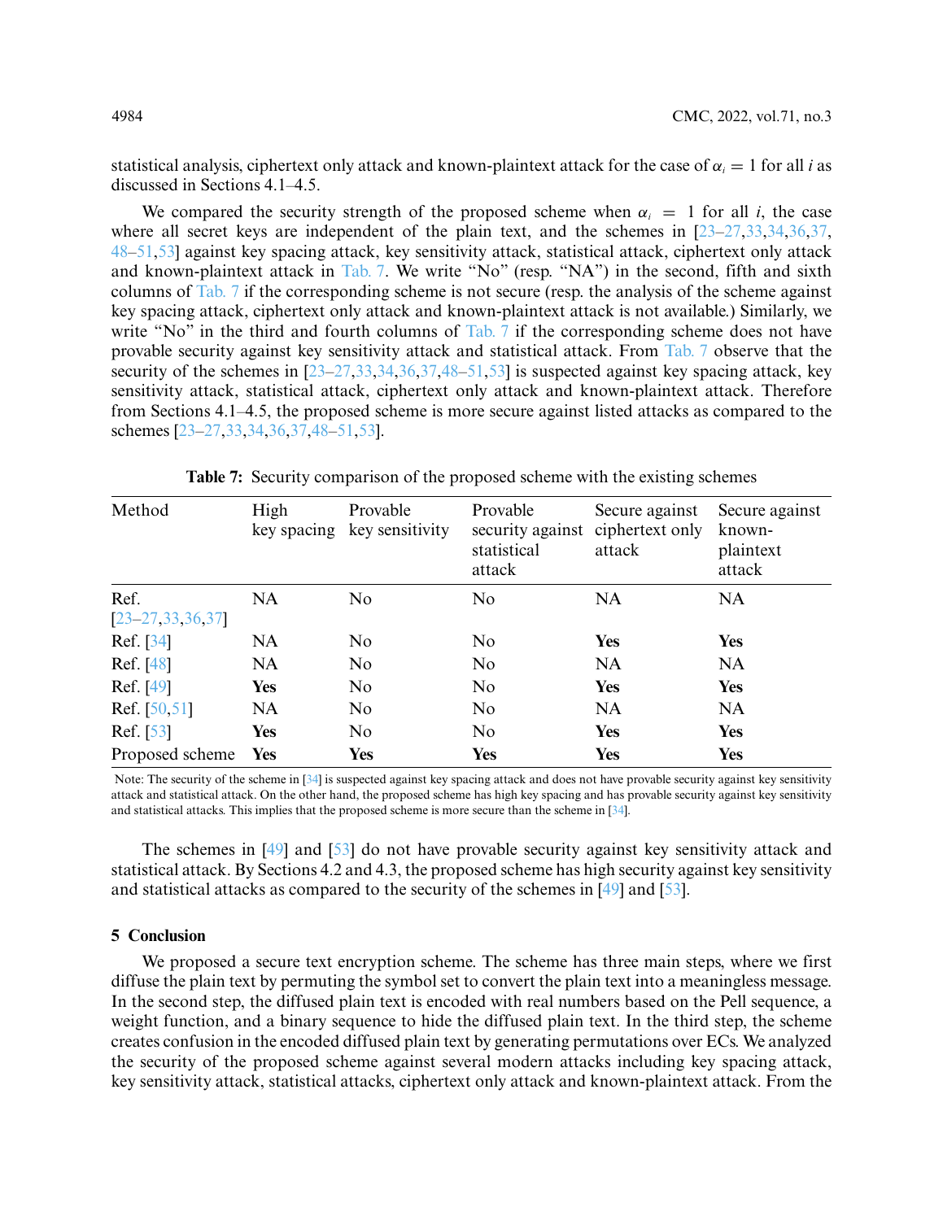statistical analysis, ciphertext only attack and known-plaintext attack for the case of $\alpha_i = 1$ for all $i$ as discussed in Sections 4.1–4.5.

We compared the security strength of the proposed scheme when $\alpha_i = 1$ for all $i$, the case where all secret keys are independent of the plain text, and the schemes in [23–27,33,34,36,37,48–51,53] against key spacing attack, key sensitivity attack, statistical attack, ciphertext only attack and known-plaintext attack in Tab. 7. We write "No" (resp. "NA") in the second, fifth and sixth columns of Tab. 7 if the corresponding scheme is not secure (resp. the analysis of the scheme against key spacing attack, ciphertext only attack and known-plaintext attack is not available.) Similarly, we write "No" in the third and fourth columns of Tab. 7 if the corresponding scheme does not have provable security against key sensitivity attack and statistical attack. From Tab. 7 observe that the security of the schemes in [23–27,33,34,36,37,48–51,53] is suspected against key spacing attack, key sensitivity attack, statistical attack, ciphertext only attack and known-plaintext attack. Therefore from Sections 4.1–4.5, the proposed scheme is more secure against listed attacks as compared to the schemes [23–27,33,34,36,37,48–51,53].

**Table 7:** Security comparison of the proposed scheme with the existing schemes

| Method | High key spacing | Provable key sensitivity | Provable security against statistical attack | Secure against ciphertext only attack | Secure against known-plaintext attack |
|---|---|---|---|---|---|
| Ref. [23–27,33,36,37] | NA | No | No | NA | NA |
| Ref. [34] | NA | No | No | **Yes** | **Yes** |
| Ref. [48] | NA | No | No | NA | NA |
| Ref. [49] | **Yes** | No | No | **Yes** | **Yes** |
| Ref. [50,51] | NA | No | No | NA | NA |
| Ref. [53] | **Yes** | No | No | **Yes** | **Yes** |
| Proposed scheme | **Yes** | **Yes** | **Yes** | **Yes** | **Yes** |

Note: The security of the scheme in [34] is suspected against key spacing attack and does not have provable security against key sensitivity attack and statistical attack. On the other hand, the proposed scheme has high key spacing and has provable security against key sensitivity and statistical attacks. This implies that the proposed scheme is more secure than the scheme in [34].

The schemes in [49] and [53] do not have provable security against key sensitivity attack and statistical attack. By Sections 4.2 and 4.3, the proposed scheme has high security against key sensitivity and statistical attacks as compared to the security of the schemes in [49] and [53].

## 5 Conclusion

We proposed a secure text encryption scheme. The scheme has three main steps, where we first diffuse the plain text by permuting the symbol set to convert the plain text into a meaningless message. In the second step, the diffused plain text is encoded with real numbers based on the Pell sequence, a weight function, and a binary sequence to hide the diffused plain text. In the third step, the scheme creates confusion in the encoded diffused plain text by generating permutations over ECs. We analyzed the security of the proposed scheme against several modern attacks including key spacing attack, key sensitivity attack, statistical attacks, ciphertext only attack and known-plaintext attack. From the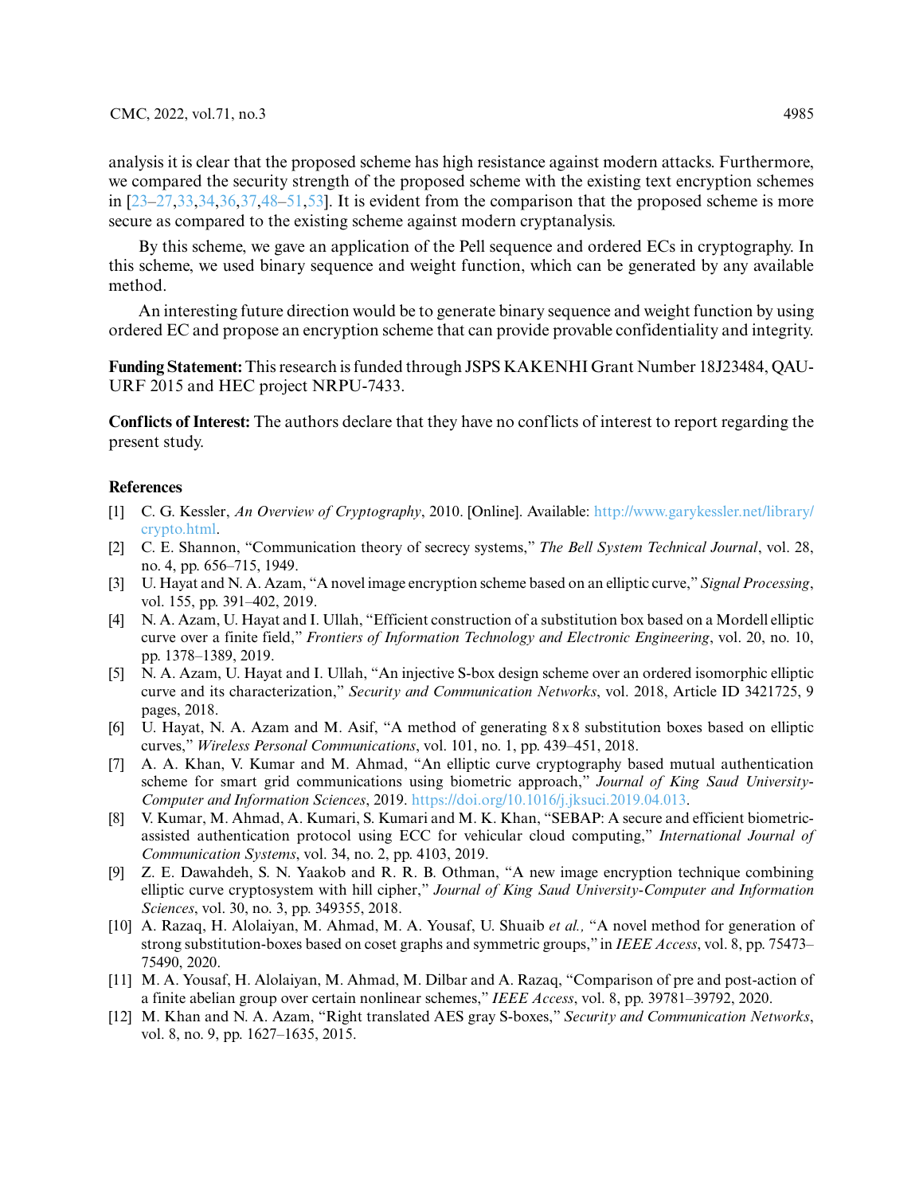analysis it is clear that the proposed scheme has high resistance against modern attacks. Furthermore, we compared the security strength of the proposed scheme with the existing text encryption schemes in [23–27,33,34,36,37,48–51,53]. It is evident from the comparison that the proposed scheme is more secure as compared to the existing scheme against modern cryptanalysis.

By this scheme, we gave an application of the Pell sequence and ordered ECs in cryptography. In this scheme, we used binary sequence and weight function, which can be generated by any available method.

An interesting future direction would be to generate binary sequence and weight function by using ordered EC and propose an encryption scheme that can provide provable confidentiality and integrity.

**Funding Statement:** This research is funded through JSPS KAKENHI Grant Number 18J23484, QAU-URF 2015 and HEC project NRPU-7433.

**Conflicts of Interest:** The authors declare that they have no conflicts of interest to report regarding the present study.

## References

[1] C. G. Kessler, *An Overview of Cryptography*, 2010. [Online]. Available: http://www.garykessler.net/library/crypto.html.

[2] C. E. Shannon, "Communication theory of secrecy systems," *The Bell System Technical Journal*, vol. 28, no. 4, pp. 656–715, 1949.

[3] U. Hayat and N. A. Azam, "A novel image encryption scheme based on an elliptic curve," *Signal Processing*, vol. 155, pp. 391–402, 2019.

[4] N. A. Azam, U. Hayat and I. Ullah, "Efficient construction of a substitution box based on a Mordell elliptic curve over a finite field," *Frontiers of Information Technology and Electronic Engineering*, vol. 20, no. 10, pp. 1378–1389, 2019.

[5] N. A. Azam, U. Hayat and I. Ullah, "An injective S-box design scheme over an ordered isomorphic elliptic curve and its characterization," *Security and Communication Networks*, vol. 2018, Article ID 3421725, 9 pages, 2018.

[6] U. Hayat, N. A. Azam and M. Asif, "A method of generating 8 x 8 substitution boxes based on elliptic curves," *Wireless Personal Communications*, vol. 101, no. 1, pp. 439–451, 2018.

[7] A. A. Khan, V. Kumar and M. Ahmad, "An elliptic curve cryptography based mutual authentication scheme for smart grid communications using biometric approach," *Journal of King Saud University-Computer and Information Sciences*, 2019. https://doi.org/10.1016/j.jksuci.2019.04.013.

[8] V. Kumar, M. Ahmad, A. Kumari, S. Kumari and M. K. Khan, "SEBAP: A secure and efficient biometric-assisted authentication protocol using ECC for vehicular cloud computing," *International Journal of Communication Systems*, vol. 34, no. 2, pp. 4103, 2019.

[9] Z. E. Dawahdeh, S. N. Yaakob and R. R. B. Othman, "A new image encryption technique combining elliptic curve cryptosystem with hill cipher," *Journal of King Saud University-Computer and Information Sciences*, vol. 30, no. 3, pp. 349355, 2018.

[10] A. Razaq, H. Alolaiyan, M. Ahmad, M. A. Yousaf, U. Shuaib *et al.,* "A novel method for generation of strong substitution-boxes based on coset graphs and symmetric groups," in *IEEE Access*, vol. 8, pp. 75473–75490, 2020.

[11] M. A. Yousaf, H. Alolaiyan, M. Ahmad, M. Dilbar and A. Razaq, "Comparison of pre and post-action of a finite abelian group over certain nonlinear schemes," *IEEE Access*, vol. 8, pp. 39781–39792, 2020.

[12] M. Khan and N. A. Azam, "Right translated AES gray S-boxes," *Security and Communication Networks*, vol. 8, no. 9, pp. 1627–1635, 2015.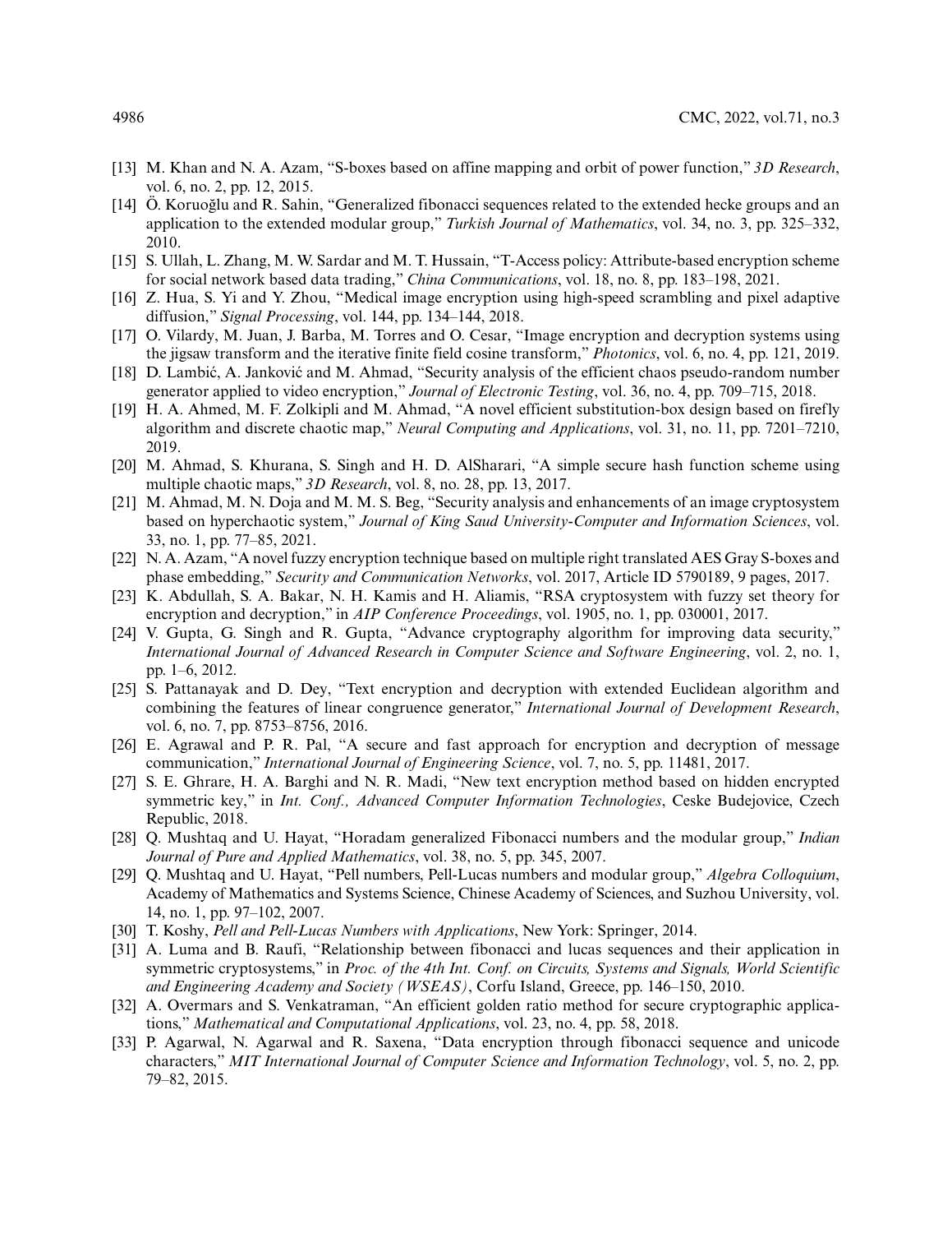[13] M. Khan and N. A. Azam, "S-boxes based on affine mapping and orbit of power function," *3D Research*, vol. 6, no. 2, pp. 12, 2015.

[14] Ö. Koruoğlu and R. Sahin, "Generalized fibonacci sequences related to the extended hecke groups and an application to the extended modular group," *Turkish Journal of Mathematics*, vol. 34, no. 3, pp. 325–332, 2010.

[15] S. Ullah, L. Zhang, M. W. Sardar and M. T. Hussain, "T-Access policy: Attribute-based encryption scheme for social network based data trading," *China Communications*, vol. 18, no. 8, pp. 183–198, 2021.

[16] Z. Hua, S. Yi and Y. Zhou, "Medical image encryption using high-speed scrambling and pixel adaptive diffusion," *Signal Processing*, vol. 144, pp. 134–144, 2018.

[17] O. Vilardy, M. Juan, J. Barba, M. Torres and O. Cesar, "Image encryption and decryption systems using the jigsaw transform and the iterative finite field cosine transform," *Photonics*, vol. 6, no. 4, pp. 121, 2019.

[18] D. Lambić, A. Janković and M. Ahmad, "Security analysis of the efficient chaos pseudo-random number generator applied to video encryption," *Journal of Electronic Testing*, vol. 36, no. 4, pp. 709–715, 2018.

[19] H. A. Ahmed, M. F. Zolkipli and M. Ahmad, "A novel efficient substitution-box design based on firefly algorithm and discrete chaotic map," *Neural Computing and Applications*, vol. 31, no. 11, pp. 7201–7210, 2019.

[20] M. Ahmad, S. Khurana, S. Singh and H. D. AlSharari, "A simple secure hash function scheme using multiple chaotic maps," *3D Research*, vol. 8, no. 28, pp. 13, 2017.

[21] M. Ahmad, M. N. Doja and M. M. S. Beg, "Security analysis and enhancements of an image cryptosystem based on hyperchaotic system," *Journal of King Saud University-Computer and Information Sciences*, vol. 33, no. 1, pp. 77–85, 2021.

[22] N. A. Azam, "A novel fuzzy encryption technique based on multiple right translated AES Gray S-boxes and phase embedding," *Security and Communication Networks*, vol. 2017, Article ID 5790189, 9 pages, 2017.

[23] K. Abdullah, S. A. Bakar, N. H. Kamis and H. Aliamis, "RSA cryptosystem with fuzzy set theory for encryption and decryption," in *AIP Conference Proceedings*, vol. 1905, no. 1, pp. 030001, 2017.

[24] V. Gupta, G. Singh and R. Gupta, "Advance cryptography algorithm for improving data security," *International Journal of Advanced Research in Computer Science and Software Engineering*, vol. 2, no. 1, pp. 1–6, 2012.

[25] S. Pattanayak and D. Dey, "Text encryption and decryption with extended Euclidean algorithm and combining the features of linear congruence generator," *International Journal of Development Research*, vol. 6, no. 7, pp. 8753–8756, 2016.

[26] E. Agrawal and P. R. Pal, "A secure and fast approach for encryption and decryption of message communication," *International Journal of Engineering Science*, vol. 7, no. 5, pp. 11481, 2017.

[27] S. E. Ghrare, H. A. Barghi and N. R. Madi, "New text encryption method based on hidden encrypted symmetric key," in *Int. Conf., Advanced Computer Information Technologies*, Ceske Budejovice, Czech Republic, 2018.

[28] Q. Mushtaq and U. Hayat, "Horadam generalized Fibonacci numbers and the modular group," *Indian Journal of Pure and Applied Mathematics*, vol. 38, no. 5, pp. 345, 2007.

[29] Q. Mushtaq and U. Hayat, "Pell numbers, Pell-Lucas numbers and modular group," *Algebra Colloquium*, Academy of Mathematics and Systems Science, Chinese Academy of Sciences, and Suzhou University, vol. 14, no. 1, pp. 97–102, 2007.

[30] T. Koshy, *Pell and Pell-Lucas Numbers with Applications*, New York: Springer, 2014.

[31] A. Luma and B. Raufi, "Relationship between fibonacci and lucas sequences and their application in symmetric cryptosystems," in *Proc. of the 4th Int. Conf. on Circuits, Systems and Signals, World Scientific and Engineering Academy and Society (WSEAS)*, Corfu Island, Greece, pp. 146–150, 2010.

[32] A. Overmars and S. Venkatraman, "An efficient golden ratio method for secure cryptographic applications," *Mathematical and Computational Applications*, vol. 23, no. 4, pp. 58, 2018.

[33] P. Agarwal, N. Agarwal and R. Saxena, "Data encryption through fibonacci sequence and unicode characters," *MIT International Journal of Computer Science and Information Technology*, vol. 5, no. 2, pp. 79–82, 2015.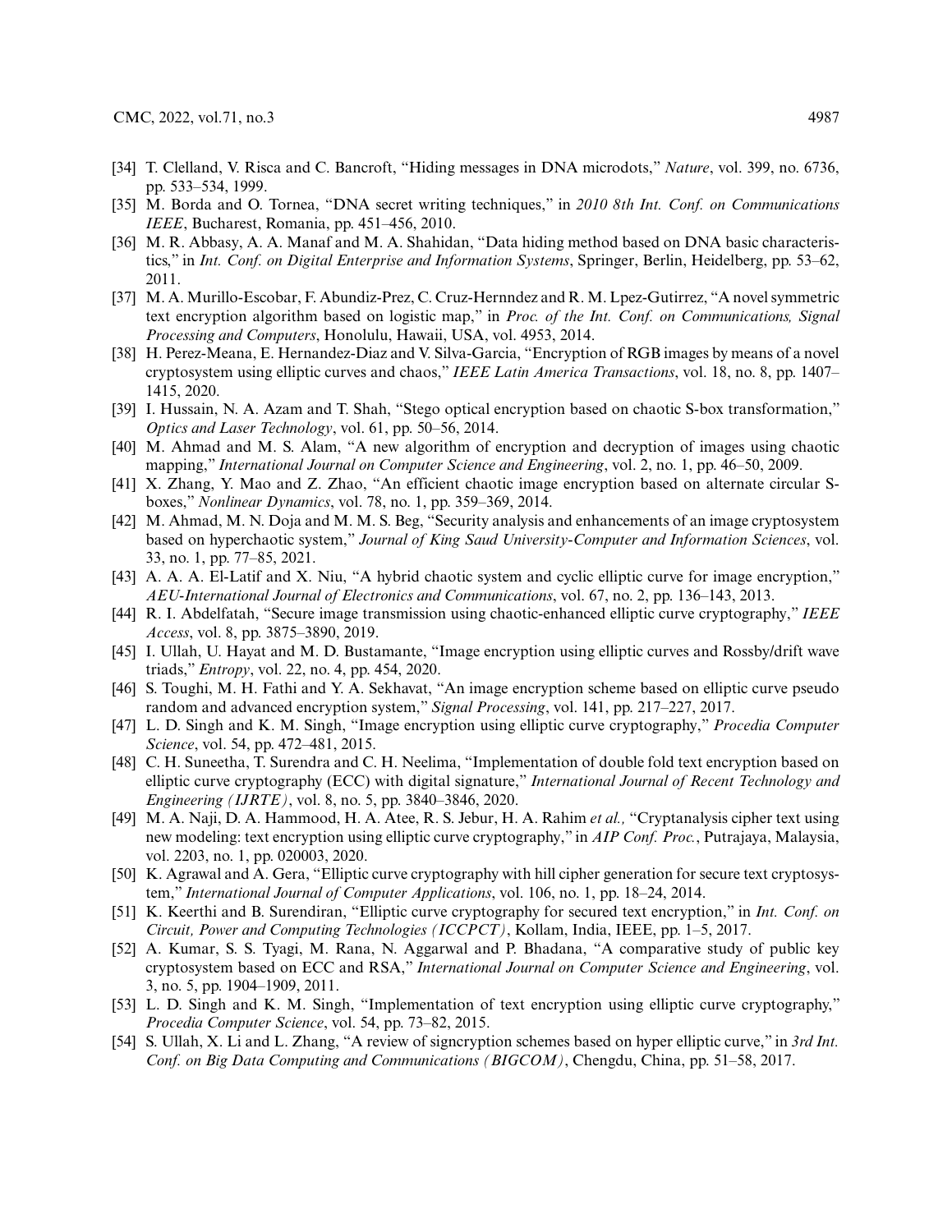- [34] T. Clelland, V. Risca and C. Bancroft, "Hiding messages in DNA microdots," *Nature*, vol. 399, no. 6736, pp. 533–534, 1999.
- [35] M. Borda and O. Tornea, "DNA secret writing techniques," in *2010 8th Int. Conf. on Communications IEEE*, Bucharest, Romania, pp. 451–456, 2010.
- [36] M. R. Abbasy, A. A. Manaf and M. A. Shahidan, "Data hiding method based on DNA basic characteristics," in *Int. Conf. on Digital Enterprise and Information Systems*, Springer, Berlin, Heidelberg, pp. 53–62, 2011.
- [37] M. A. Murillo-Escobar, F. Abundiz-Prez, C. Cruz-Hernndez and R. M. Lpez-Gutirrez, "A novel symmetric text encryption algorithm based on logistic map," in *Proc. of the Int. Conf. on Communications, Signal Processing and Computers*, Honolulu, Hawaii, USA, vol. 4953, 2014.
- [38] H. Perez-Meana, E. Hernandez-Diaz and V. Silva-Garcia, "Encryption of RGB images by means of a novel cryptosystem using elliptic curves and chaos," *IEEE Latin America Transactions*, vol. 18, no. 8, pp. 1407–1415, 2020.
- [39] I. Hussain, N. A. Azam and T. Shah, "Stego optical encryption based on chaotic S-box transformation," *Optics and Laser Technology*, vol. 61, pp. 50–56, 2014.
- [40] M. Ahmad and M. S. Alam, "A new algorithm of encryption and decryption of images using chaotic mapping," *International Journal on Computer Science and Engineering*, vol. 2, no. 1, pp. 46–50, 2009.
- [41] X. Zhang, Y. Mao and Z. Zhao, "An efficient chaotic image encryption based on alternate circular S-boxes," *Nonlinear Dynamics*, vol. 78, no. 1, pp. 359–369, 2014.
- [42] M. Ahmad, M. N. Doja and M. M. S. Beg, "Security analysis and enhancements of an image cryptosystem based on hyperchaotic system," *Journal of King Saud University-Computer and Information Sciences*, vol. 33, no. 1, pp. 77–85, 2021.
- [43] A. A. A. El-Latif and X. Niu, "A hybrid chaotic system and cyclic elliptic curve for image encryption," *AEU-International Journal of Electronics and Communications*, vol. 67, no. 2, pp. 136–143, 2013.
- [44] R. I. Abdelfatah, "Secure image transmission using chaotic-enhanced elliptic curve cryptography," *IEEE Access*, vol. 8, pp. 3875–3890, 2019.
- [45] I. Ullah, U. Hayat and M. D. Bustamante, "Image encryption using elliptic curves and Rossby/drift wave triads," *Entropy*, vol. 22, no. 4, pp. 454, 2020.
- [46] S. Toughi, M. H. Fathi and Y. A. Sekhavat, "An image encryption scheme based on elliptic curve pseudo random and advanced encryption system," *Signal Processing*, vol. 141, pp. 217–227, 2017.
- [47] L. D. Singh and K. M. Singh, "Image encryption using elliptic curve cryptography," *Procedia Computer Science*, vol. 54, pp. 472–481, 2015.
- [48] C. H. Suneetha, T. Surendra and C. H. Neelima, "Implementation of double fold text encryption based on elliptic curve cryptography (ECC) with digital signature," *International Journal of Recent Technology and Engineering (IJRTE)*, vol. 8, no. 5, pp. 3840–3846, 2020.
- [49] M. A. Naji, D. A. Hammood, H. A. Atee, R. S. Jebur, H. A. Rahim *et al.,* "Cryptanalysis cipher text using new modeling: text encryption using elliptic curve cryptography," in *AIP Conf. Proc.*, Putrajaya, Malaysia, vol. 2203, no. 1, pp. 020003, 2020.
- [50] K. Agrawal and A. Gera, "Elliptic curve cryptography with hill cipher generation for secure text cryptosystem," *International Journal of Computer Applications*, vol. 106, no. 1, pp. 18–24, 2014.
- [51] K. Keerthi and B. Surendiran, "Elliptic curve cryptography for secured text encryption," in *Int. Conf. on Circuit, Power and Computing Technologies (ICCPCT)*, Kollam, India, IEEE, pp. 1–5, 2017.
- [52] A. Kumar, S. S. Tyagi, M. Rana, N. Aggarwal and P. Bhadana, "A comparative study of public key cryptosystem based on ECC and RSA," *International Journal on Computer Science and Engineering*, vol. 3, no. 5, pp. 1904–1909, 2011.
- [53] L. D. Singh and K. M. Singh, "Implementation of text encryption using elliptic curve cryptography," *Procedia Computer Science*, vol. 54, pp. 73–82, 2015.
- [54] S. Ullah, X. Li and L. Zhang, "A review of signcryption schemes based on hyper elliptic curve," in *3rd Int. Conf. on Big Data Computing and Communications (BIGCOM)*, Chengdu, China, pp. 51–58, 2017.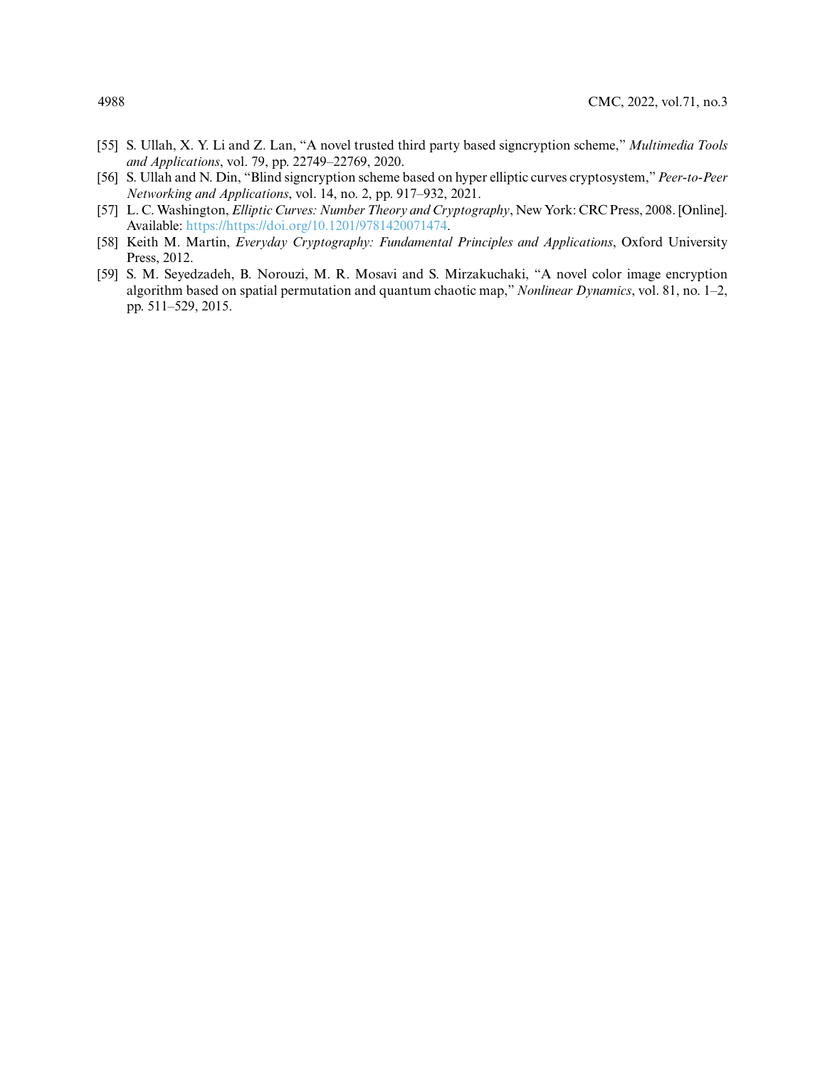[55] S. Ullah, X. Y. Li and Z. Lan, "A novel trusted third party based signcryption scheme," *Multimedia Tools and Applications*, vol. 79, pp. 22749–22769, 2020.

[56] S. Ullah and N. Din, "Blind signcryption scheme based on hyper elliptic curves cryptosystem," *Peer-to-Peer Networking and Applications*, vol. 14, no. 2, pp. 917–932, 2021.

[57] L. C. Washington, *Elliptic Curves: Number Theory and Cryptography*, New York: CRC Press, 2008. [Online]. Available: https://https://doi.org/10.1201/9781420071474.

[58] Keith M. Martin, *Everyday Cryptography: Fundamental Principles and Applications*, Oxford University Press, 2012.

[59] S. M. Seyedzadeh, B. Norouzi, M. R. Mosavi and S. Mirzakuchaki, "A novel color image encryption algorithm based on spatial permutation and quantum chaotic map," *Nonlinear Dynamics*, vol. 81, no. 1–2, pp. 511–529, 2015.